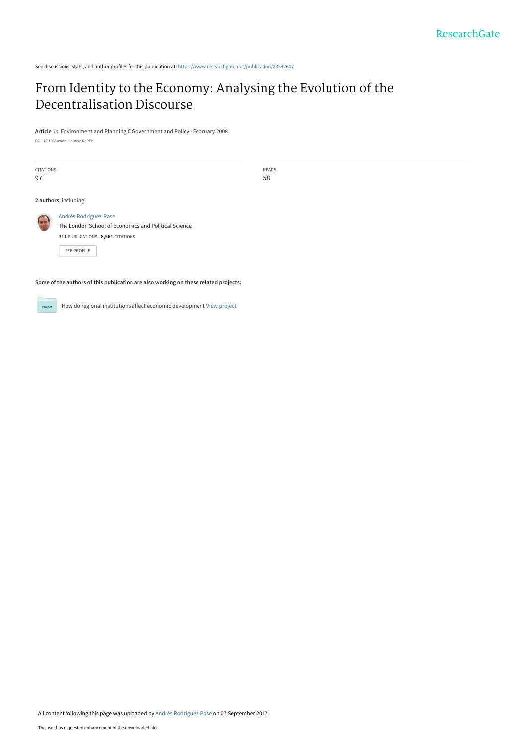See discussions, stats, and author profiles for this publication at: https://www.researchgate.net/publication/23542607

# From Identity to the Economy: Analysing the Evolution of the Decentralisation Discourse

**Article** *in* Environment and Planning C Government and Policy · February 2008

DOI: 10.1068/cav2 · Source: RePEc

| CITATIONS | READS |
| --- | --- |
| 97 | 58 |

**2 authors**, including:

Andrés Rodríguez-Pose
The London School of Economics and Political Science
**311** PUBLICATIONS **8,561** CITATIONS

SEE PROFILE

**Some of the authors of this publication are also working on these related projects:**

How do regional institutions affect economic development View project

All content following this page was uploaded by Andrés Rodríguez-Pose on 07 September 2017.

The user has requested enhancement of the downloaded file.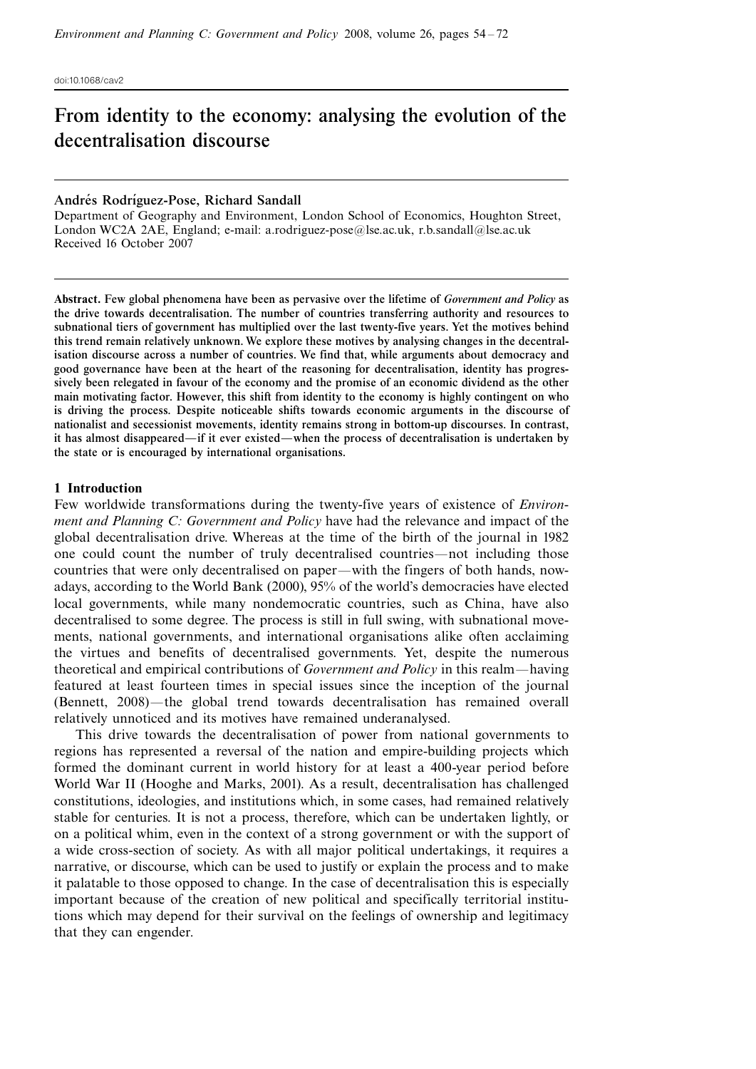doi:10.1068/cav2

# From identity to the economy: analysing the evolution of the decentralisation discourse

**Andrés Rodríguez-Pose, Richard Sandall**

Department of Geography and Environment, London School of Economics, Houghton Street, London WC2A 2AE, England; e-mail: a.rodriguez-pose@lse.ac.uk, r.b.sandall@lse.ac.uk
Received 16 October 2007

**Abstract.** Few global phenomena have been as pervasive over the lifetime of *Government and Policy* as the drive towards decentralisation. The number of countries transferring authority and resources to subnational tiers of government has multiplied over the last twenty-five years. Yet the motives behind this trend remain relatively unknown. We explore these motives by analysing changes in the decentralisation discourse across a number of countries. We find that, while arguments about democracy and good governance have been at the heart of the reasoning for decentralisation, identity has progressively been relegated in favour of the economy and the promise of an economic dividend as the other main motivating factor. However, this shift from identity to the economy is highly contingent on who is driving the process. Despite noticeable shifts towards economic arguments in the discourse of nationalist and secessionist movements, identity remains strong in bottom-up discourses. In contrast, it has almost disappeared—if it ever existed—when the process of decentralisation is undertaken by the state or is encouraged by international organisations.

## 1 Introduction

Few worldwide transformations during the twenty-five years of existence of *Environment and Planning C: Government and Policy* have had the relevance and impact of the global decentralisation drive. Whereas at the time of the birth of the journal in 1982 one could count the number of truly decentralised countries—not including those countries that were only decentralised on paper—with the fingers of both hands, nowadays, according to the World Bank (2000), 95% of the world's democracies have elected local governments, while many nondemocratic countries, such as China, have also decentralised to some degree. The process is still in full swing, with subnational movements, national governments, and international organisations alike often acclaiming the virtues and benefits of decentralised governments. Yet, despite the numerous theoretical and empirical contributions of *Government and Policy* in this realm—having featured at least fourteen times in special issues since the inception of the journal (Bennett, 2008)—the global trend towards decentralisation has remained overall relatively unnoticed and its motives have remained underanalysed.

This drive towards the decentralisation of power from national governments to regions has represented a reversal of the nation and empire-building projects which formed the dominant current in world history for at least a 400-year period before World War II (Hooghe and Marks, 2001). As a result, decentralisation has challenged constitutions, ideologies, and institutions which, in some cases, had remained relatively stable for centuries. It is not a process, therefore, which can be undertaken lightly, or on a political whim, even in the context of a strong government or with the support of a wide cross-section of society. As with all major political undertakings, it requires a narrative, or discourse, which can be used to justify or explain the process and to make it palatable to those opposed to change. In the case of decentralisation this is especially important because of the creation of new political and specifically territorial institutions which may depend for their survival on the feelings of ownership and legitimacy that they can engender.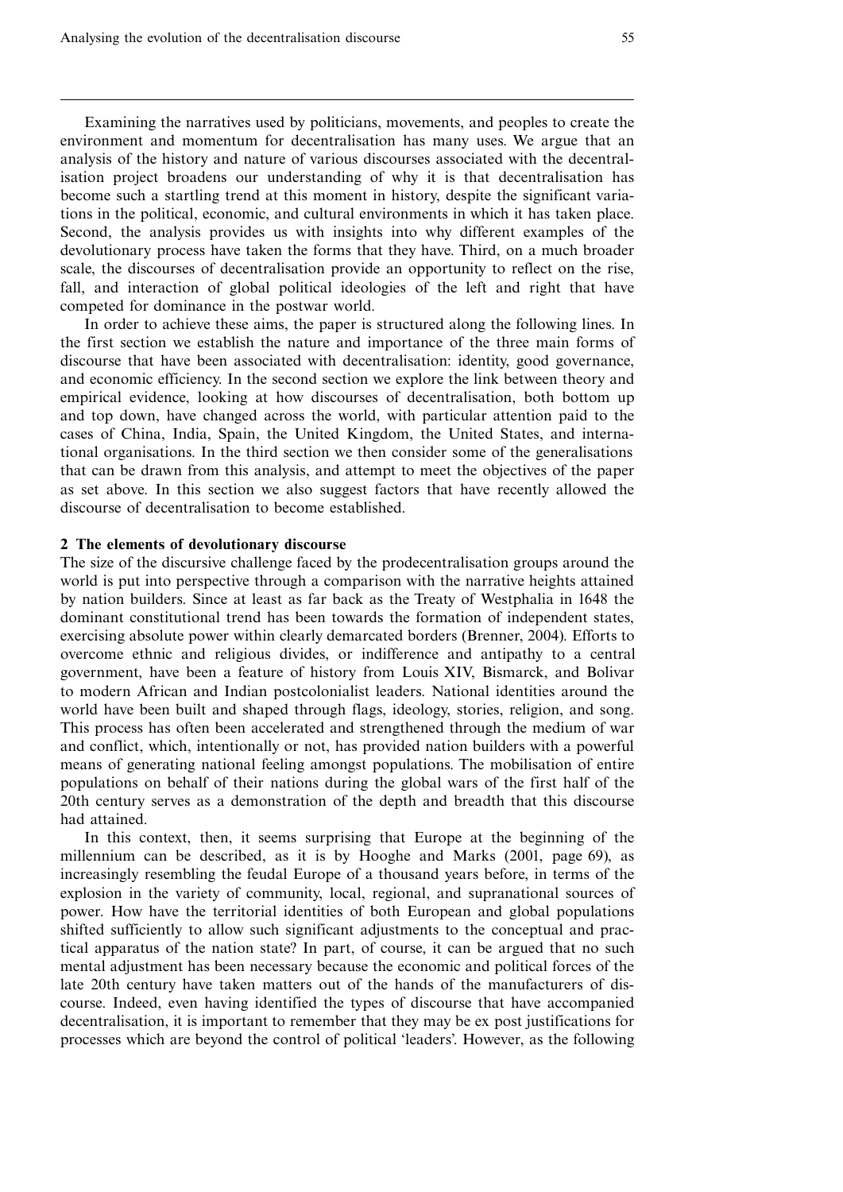Examining the narratives used by politicians, movements, and peoples to create the environment and momentum for decentralisation has many uses. We argue that an analysis of the history and nature of various discourses associated with the decentralisation project broadens our understanding of why it is that decentralisation has become such a startling trend at this moment in history, despite the significant variations in the political, economic, and cultural environments in which it has taken place. Second, the analysis provides us with insights into why different examples of the devolutionary process have taken the forms that they have. Third, on a much broader scale, the discourses of decentralisation provide an opportunity to reflect on the rise, fall, and interaction of global political ideologies of the left and right that have competed for dominance in the postwar world.

In order to achieve these aims, the paper is structured along the following lines. In the first section we establish the nature and importance of the three main forms of discourse that have been associated with decentralisation: identity, good governance, and economic efficiency. In the second section we explore the link between theory and empirical evidence, looking at how discourses of decentralisation, both bottom up and top down, have changed across the world, with particular attention paid to the cases of China, India, Spain, the United Kingdom, the United States, and international organisations. In the third section we then consider some of the generalisations that can be drawn from this analysis, and attempt to meet the objectives of the paper as set above. In this section we also suggest factors that have recently allowed the discourse of decentralisation to become established.

## 2 The elements of devolutionary discourse

The size of the discursive challenge faced by the prodecentralisation groups around the world is put into perspective through a comparison with the narrative heights attained by nation builders. Since at least as far back as the Treaty of Westphalia in 1648 the dominant constitutional trend has been towards the formation of independent states, exercising absolute power within clearly demarcated borders (Brenner, 2004). Efforts to overcome ethnic and religious divides, or indifference and antipathy to a central government, have been a feature of history from Louis XIV, Bismarck, and Bolivar to modern African and Indian postcolonialist leaders. National identities around the world have been built and shaped through flags, ideology, stories, religion, and song. This process has often been accelerated and strengthened through the medium of war and conflict, which, intentionally or not, has provided nation builders with a powerful means of generating national feeling amongst populations. The mobilisation of entire populations on behalf of their nations during the global wars of the first half of the 20th century serves as a demonstration of the depth and breadth that this discourse had attained.

In this context, then, it seems surprising that Europe at the beginning of the millennium can be described, as it is by Hooghe and Marks (2001, page 69), as increasingly resembling the feudal Europe of a thousand years before, in terms of the explosion in the variety of community, local, regional, and supranational sources of power. How have the territorial identities of both European and global populations shifted sufficiently to allow such significant adjustments to the conceptual and practical apparatus of the nation state? In part, of course, it can be argued that no such mental adjustment has been necessary because the economic and political forces of the late 20th century have taken matters out of the hands of the manufacturers of discourse. Indeed, even having identified the types of discourse that have accompanied decentralisation, it is important to remember that they may be ex post justifications for processes which are beyond the control of political 'leaders'. However, as the following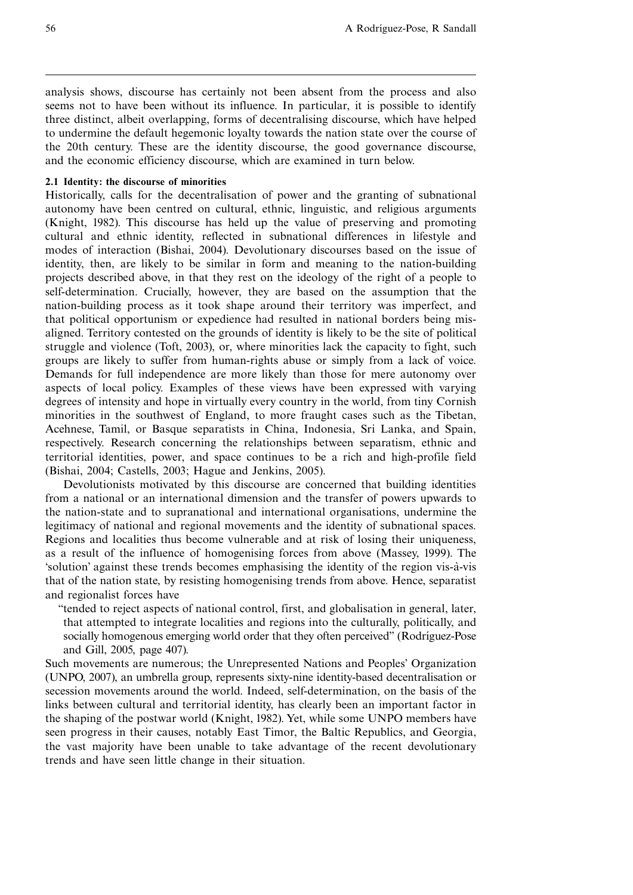analysis shows, discourse has certainly not been absent from the process and also seems not to have been without its influence. In particular, it is possible to identify three distinct, albeit overlapping, forms of decentralising discourse, which have helped to undermine the default hegemonic loyalty towards the nation state over the course of the 20th century. These are the identity discourse, the good governance discourse, and the economic efficiency discourse, which are examined in turn below.

### 2.1 Identity: the discourse of minorities

Historically, calls for the decentralisation of power and the granting of subnational autonomy have been centred on cultural, ethnic, linguistic, and religious arguments (Knight, 1982). This discourse has held up the value of preserving and promoting cultural and ethnic identity, reflected in subnational differences in lifestyle and modes of interaction (Bishai, 2004). Devolutionary discourses based on the issue of identity, then, are likely to be similar in form and meaning to the nation-building projects described above, in that they rest on the ideology of the right of a people to self-determination. Crucially, however, they are based on the assumption that the nation-building process as it took shape around their territory was imperfect, and that political opportunism or expedience had resulted in national borders being misaligned. Territory contested on the grounds of identity is likely to be the site of political struggle and violence (Toft, 2003), or, where minorities lack the capacity to fight, such groups are likely to suffer from human-rights abuse or simply from a lack of voice. Demands for full independence are more likely than those for mere autonomy over aspects of local policy. Examples of these views have been expressed with varying degrees of intensity and hope in virtually every country in the world, from tiny Cornish minorities in the southwest of England, to more fraught cases such as the Tibetan, Acehnese, Tamil, or Basque separatists in China, Indonesia, Sri Lanka, and Spain, respectively. Research concerning the relationships between separatism, ethnic and territorial identities, power, and space continues to be a rich and high-profile field (Bishai, 2004; Castells, 2003; Hague and Jenkins, 2005).

Devolutionists motivated by this discourse are concerned that building identities from a national or an international dimension and the transfer of powers upwards to the nation-state and to supranational and international organisations, undermine the legitimacy of national and regional movements and the identity of subnational spaces. Regions and localities thus become vulnerable and at risk of losing their uniqueness, as a result of the influence of homogenising forces from above (Massey, 1999). The 'solution' against these trends becomes emphasising the identity of the region vis-à-vis that of the nation state, by resisting homogenising trends from above. Hence, separatist and regionalist forces have

> "tended to reject aspects of national control, first, and globalisation in general, later, that attempted to integrate localities and regions into the culturally, politically, and socially homogenous emerging world order that they often perceived" (Rodríguez-Pose and Gill, 2005, page 407).

Such movements are numerous; the Unrepresented Nations and Peoples' Organization (UNPO, 2007), an umbrella group, represents sixty-nine identity-based decentralisation or secession movements around the world. Indeed, self-determination, on the basis of the links between cultural and territorial identity, has clearly been an important factor in the shaping of the postwar world (Knight, 1982). Yet, while some UNPO members have seen progress in their causes, notably East Timor, the Baltic Republics, and Georgia, the vast majority have been unable to take advantage of the recent devolutionary trends and have seen little change in their situation.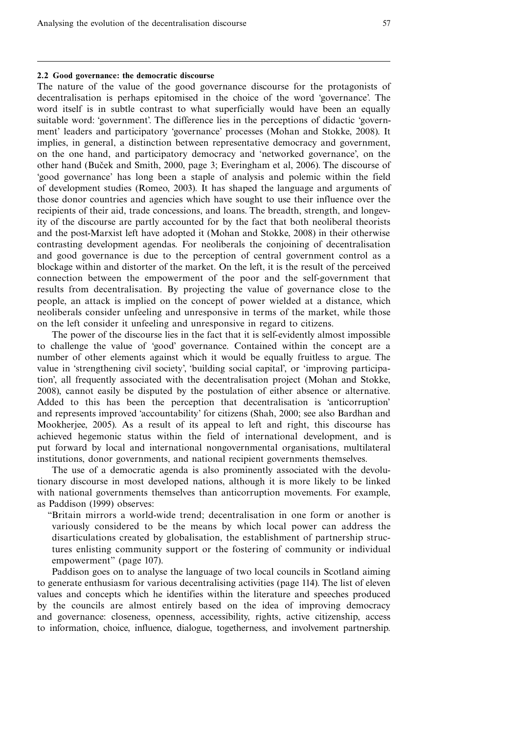### 2.2 Good governance: the democratic discourse

The nature of the value of the good governance discourse for the protagonists of decentralisation is perhaps epitomised in the choice of the word 'governance'. The word itself is in subtle contrast to what superficially would have been an equally suitable word: 'government'. The difference lies in the perceptions of didactic 'government' leaders and participatory 'governance' processes (Mohan and Stokke, 2008). It implies, in general, a distinction between representative democracy and government, on the one hand, and participatory democracy and 'networked governance', on the other hand (Buček and Smith, 2000, page 3; Everingham et al, 2006). The discourse of 'good governance' has long been a staple of analysis and polemic within the field of development studies (Romeo, 2003). It has shaped the language and arguments of those donor countries and agencies which have sought to use their influence over the recipients of their aid, trade concessions, and loans. The breadth, strength, and longevity of the discourse are partly accounted for by the fact that both neoliberal theorists and the post-Marxist left have adopted it (Mohan and Stokke, 2008) in their otherwise contrasting development agendas. For neoliberals the conjoining of decentralisation and good governance is due to the perception of central government control as a blockage within and distorter of the market. On the left, it is the result of the perceived connection between the empowerment of the poor and the self-government that results from decentralisation. By projecting the value of governance close to the people, an attack is implied on the concept of power wielded at a distance, which neoliberals consider unfeeling and unresponsive in terms of the market, while those on the left consider it unfeeling and unresponsive in regard to citizens.

The power of the discourse lies in the fact that it is self-evidently almost impossible to challenge the value of 'good' governance. Contained within the concept are a number of other elements against which it would be equally fruitless to argue. The value in 'strengthening civil society', 'building social capital', or 'improving participation', all frequently associated with the decentralisation project (Mohan and Stokke, 2008), cannot easily be disputed by the postulation of either absence or alternative. Added to this has been the perception that decentralisation is 'anticorruption' and represents improved 'accountability' for citizens (Shah, 2000; see also Bardhan and Mookherjee, 2005). As a result of its appeal to left and right, this discourse has achieved hegemonic status within the field of international development, and is put forward by local and international nongovernmental organisations, multilateral institutions, donor governments, and national recipient governments themselves.

The use of a democratic agenda is also prominently associated with the devolutionary discourse in most developed nations, although it is more likely to be linked with national governments themselves than anticorruption movements. For example, as Paddison (1999) observes:

> "Britain mirrors a world-wide trend; decentralisation in one form or another is variously considered to be the means by which local power can address the disarticulations created by globalisation, the establishment of partnership structures enlisting community support or the fostering of community or individual empowerment" (page 107).

Paddison goes on to analyse the language of two local councils in Scotland aiming to generate enthusiasm for various decentralising activities (page 114). The list of eleven values and concepts which he identifies within the literature and speeches produced by the councils are almost entirely based on the idea of improving democracy and governance: closeness, openness, accessibility, rights, active citizenship, access to information, choice, influence, dialogue, togetherness, and involvement partnership.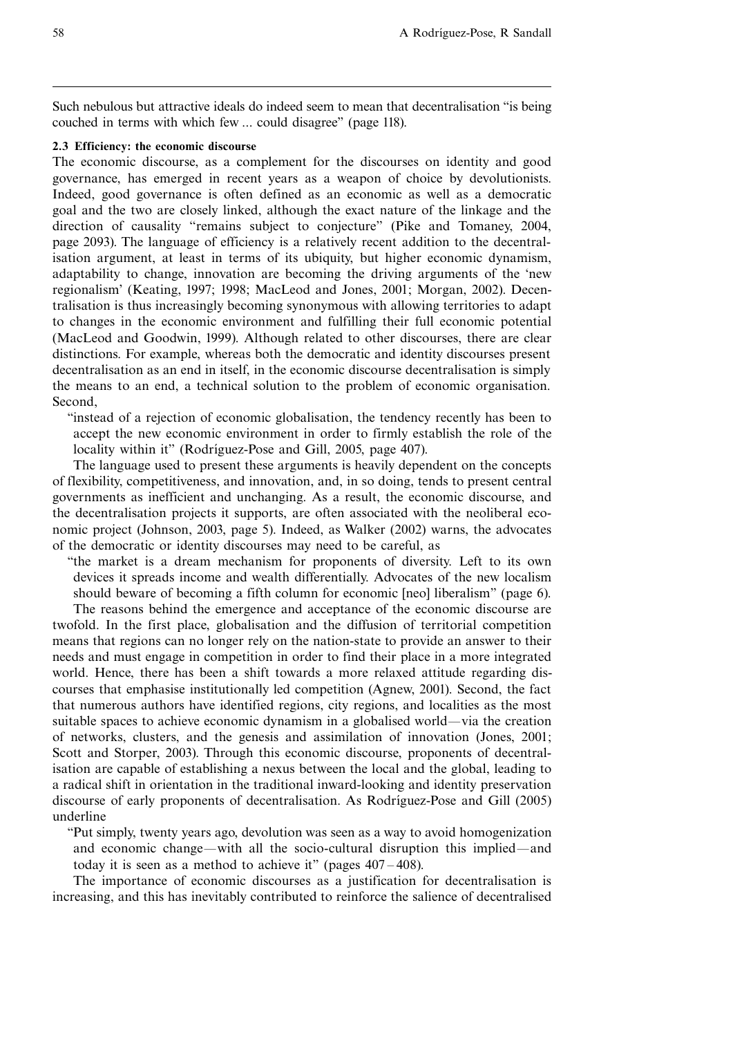Such nebulous but attractive ideals do indeed seem to mean that decentralisation "is being couched in terms with which few ... could disagree" (page 118).

### 2.3 Efficiency: the economic discourse

The economic discourse, as a complement for the discourses on identity and good governance, has emerged in recent years as a weapon of choice by devolutionists. Indeed, good governance is often defined as an economic as well as a democratic goal and the two are closely linked, although the exact nature of the linkage and the direction of causality "remains subject to conjecture" (Pike and Tomaney, 2004, page 2093). The language of efficiency is a relatively recent addition to the decentralisation argument, at least in terms of its ubiquity, but higher economic dynamism, adaptability to change, innovation are becoming the driving arguments of the 'new regionalism' (Keating, 1997; 1998; MacLeod and Jones, 2001; Morgan, 2002). Decentralisation is thus increasingly becoming synonymous with allowing territories to adapt to changes in the economic environment and fulfilling their full economic potential (MacLeod and Goodwin, 1999). Although related to other discourses, there are clear distinctions. For example, whereas both the democratic and identity discourses present decentralisation as an end in itself, in the economic discourse decentralisation is simply the means to an end, a technical solution to the problem of economic organisation. Second,

> "instead of a rejection of economic globalisation, the tendency recently has been to accept the new economic environment in order to firmly establish the role of the locality within it" (Rodríguez-Pose and Gill, 2005, page 407).

The language used to present these arguments is heavily dependent on the concepts of flexibility, competitiveness, and innovation, and, in so doing, tends to present central governments as inefficient and unchanging. As a result, the economic discourse, and the decentralisation projects it supports, are often associated with the neoliberal economic project (Johnson, 2003, page 5). Indeed, as Walker (2002) warns, the advocates of the democratic or identity discourses may need to be careful, as

> "the market is a dream mechanism for proponents of diversity. Left to its own devices it spreads income and wealth differentially. Advocates of the new localism should beware of becoming a fifth column for economic [neo] liberalism" (page 6).

The reasons behind the emergence and acceptance of the economic discourse are twofold. In the first place, globalisation and the diffusion of territorial competition means that regions can no longer rely on the nation-state to provide an answer to their needs and must engage in competition in order to find their place in a more integrated world. Hence, there has been a shift towards a more relaxed attitude regarding discourses that emphasise institutionally led competition (Agnew, 2001). Second, the fact that numerous authors have identified regions, city regions, and localities as the most suitable spaces to achieve economic dynamism in a globalised world—via the creation of networks, clusters, and the genesis and assimilation of innovation (Jones, 2001; Scott and Storper, 2003). Through this economic discourse, proponents of decentralisation are capable of establishing a nexus between the local and the global, leading to a radical shift in orientation in the traditional inward-looking and identity preservation discourse of early proponents of decentralisation. As Rodríguez-Pose and Gill (2005) underline

> "Put simply, twenty years ago, devolution was seen as a way to avoid homogenization and economic change—with all the socio-cultural disruption this implied—and today it is seen as a method to achieve it" (pages 407–408).

The importance of economic discourses as a justification for decentralisation is increasing, and this has inevitably contributed to reinforce the salience of decentralised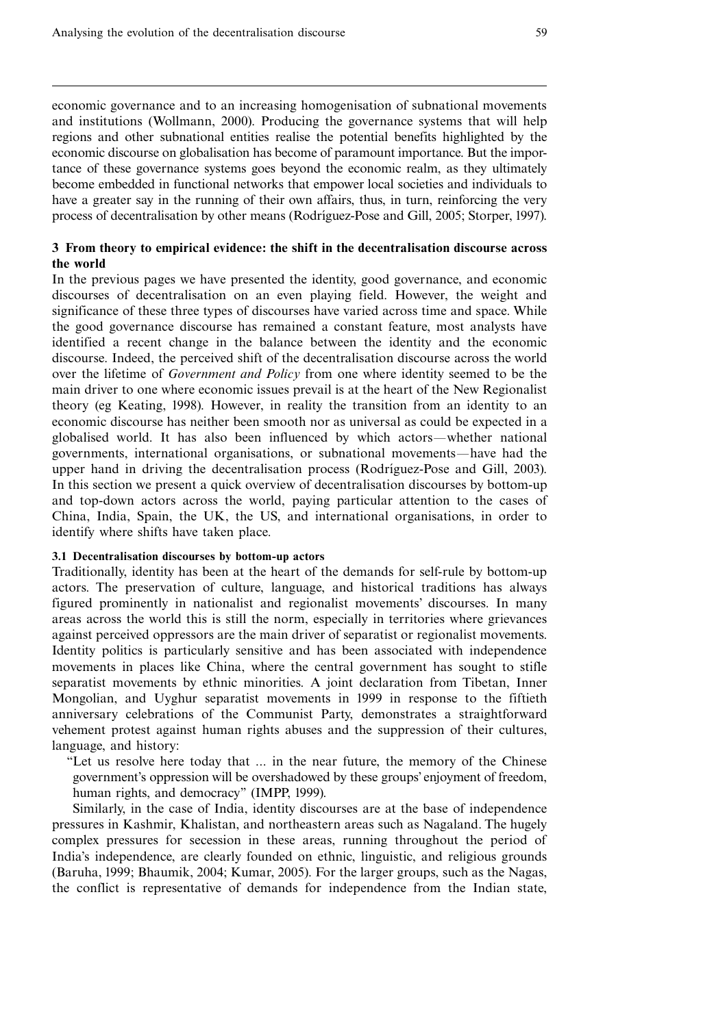economic governance and to an increasing homogenisation of subnational movements and institutions (Wollmann, 2000). Producing the governance systems that will help regions and other subnational entities realise the potential benefits highlighted by the economic discourse on globalisation has become of paramount importance. But the importance of these governance systems goes beyond the economic realm, as they ultimately become embedded in functional networks that empower local societies and individuals to have a greater say in the running of their own affairs, thus, in turn, reinforcing the very process of decentralisation by other means (Rodríguez-Pose and Gill, 2005; Storper, 1997).

## 3 From theory to empirical evidence: the shift in the decentralisation discourse across the world

In the previous pages we have presented the identity, good governance, and economic discourses of decentralisation on an even playing field. However, the weight and significance of these three types of discourses have varied across time and space. While the good governance discourse has remained a constant feature, most analysts have identified a recent change in the balance between the identity and the economic discourse. Indeed, the perceived shift of the decentralisation discourse across the world over the lifetime of *Government and Policy* from one where identity seemed to be the main driver to one where economic issues prevail is at the heart of the New Regionalist theory (eg Keating, 1998). However, in reality the transition from an identity to an economic discourse has neither been smooth nor as universal as could be expected in a globalised world. It has also been influenced by which actors—whether national governments, international organisations, or subnational movements—have had the upper hand in driving the decentralisation process (Rodríguez-Pose and Gill, 2003). In this section we present a quick overview of decentralisation discourses by bottom-up and top-down actors across the world, paying particular attention to the cases of China, India, Spain, the UK, the US, and international organisations, in order to identify where shifts have taken place.

### 3.1 Decentralisation discourses by bottom-up actors

Traditionally, identity has been at the heart of the demands for self-rule by bottom-up actors. The preservation of culture, language, and historical traditions has always figured prominently in nationalist and regionalist movements' discourses. In many areas across the world this is still the norm, especially in territories where grievances against perceived oppressors are the main driver of separatist or regionalist movements. Identity politics is particularly sensitive and has been associated with independence movements in places like China, where the central government has sought to stifle separatist movements by ethnic minorities. A joint declaration from Tibetan, Inner Mongolian, and Uyghur separatist movements in 1999 in response to the fiftieth anniversary celebrations of the Communist Party, demonstrates a straightforward vehement protest against human rights abuses and the suppression of their cultures, language, and history:

> "Let us resolve here today that ... in the near future, the memory of the Chinese government's oppression will be overshadowed by these groups' enjoyment of freedom, human rights, and democracy" (IMPP, 1999).

Similarly, in the case of India, identity discourses are at the base of independence pressures in Kashmir, Khalistan, and northeastern areas such as Nagaland. The hugely complex pressures for secession in these areas, running throughout the period of India's independence, are clearly founded on ethnic, linguistic, and religious grounds (Baruha, 1999; Bhaumik, 2004; Kumar, 2005). For the larger groups, such as the Nagas, the conflict is representative of demands for independence from the Indian state,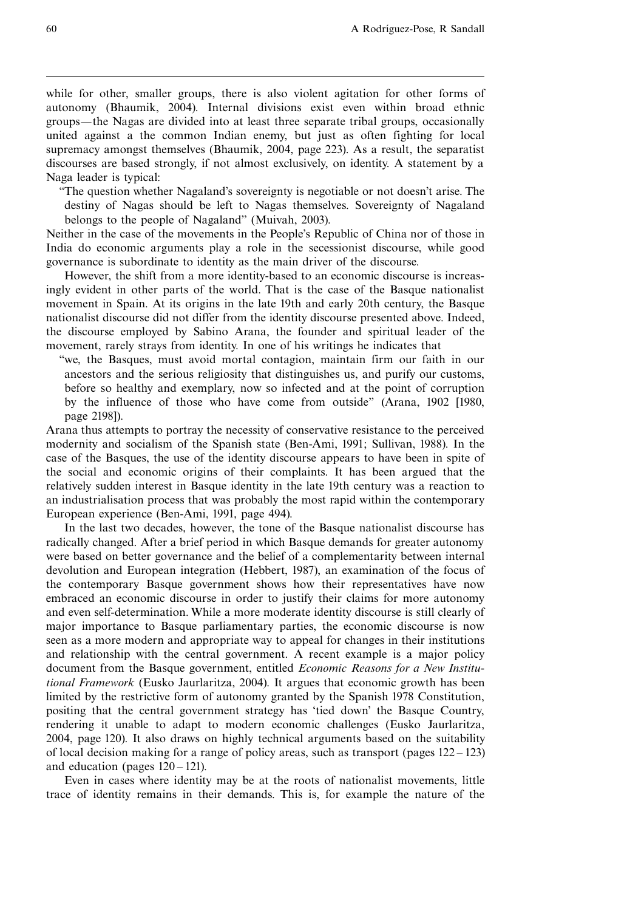while for other, smaller groups, there is also violent agitation for other forms of autonomy (Bhaumik, 2004). Internal divisions exist even within broad ethnic groups—the Nagas are divided into at least three separate tribal groups, occasionally united against a the common Indian enemy, but just as often fighting for local supremacy amongst themselves (Bhaumik, 2004, page 223). As a result, the separatist discourses are based strongly, if not almost exclusively, on identity. A statement by a Naga leader is typical:

> "The question whether Nagaland's sovereignty is negotiable or not doesn't arise. The destiny of Nagas should be left to Nagas themselves. Sovereignty of Nagaland belongs to the people of Nagaland" (Muivah, 2003).

Neither in the case of the movements in the People's Republic of China nor of those in India do economic arguments play a role in the secessionist discourse, while good governance is subordinate to identity as the main driver of the discourse.

However, the shift from a more identity-based to an economic discourse is increasingly evident in other parts of the world. That is the case of the Basque nationalist movement in Spain. At its origins in the late 19th and early 20th century, the Basque nationalist discourse did not differ from the identity discourse presented above. Indeed, the discourse employed by Sabino Arana, the founder and spiritual leader of the movement, rarely strays from identity. In one of his writings he indicates that

> "we, the Basques, must avoid mortal contagion, maintain firm our faith in our ancestors and the serious religiosity that distinguishes us, and purify our customs, before so healthy and exemplary, now so infected and at the point of corruption by the influence of those who have come from outside" (Arana, 1902 [1980, page 2198]).

Arana thus attempts to portray the necessity of conservative resistance to the perceived modernity and socialism of the Spanish state (Ben-Ami, 1991; Sullivan, 1988). In the case of the Basques, the use of the identity discourse appears to have been in spite of the social and economic origins of their complaints. It has been argued that the relatively sudden interest in Basque identity in the late 19th century was a reaction to an industrialisation process that was probably the most rapid within the contemporary European experience (Ben-Ami, 1991, page 494).

In the last two decades, however, the tone of the Basque nationalist discourse has radically changed. After a brief period in which Basque demands for greater autonomy were based on better governance and the belief of a complementarity between internal devolution and European integration (Hebbert, 1987), an examination of the focus of the contemporary Basque government shows how their representatives have now embraced an economic discourse in order to justify their claims for more autonomy and even self-determination. While a more moderate identity discourse is still clearly of major importance to Basque parliamentary parties, the economic discourse is now seen as a more modern and appropriate way to appeal for changes in their institutions and relationship with the central government. A recent example is a major policy document from the Basque government, entitled *Economic Reasons for a New Institutional Framework* (Eusko Jaurlaritza, 2004). It argues that economic growth has been limited by the restrictive form of autonomy granted by the Spanish 1978 Constitution, positing that the central government strategy has 'tied down' the Basque Country, rendering it unable to adapt to modern economic challenges (Eusko Jaurlaritza, 2004, page 120). It also draws on highly technical arguments based on the suitability of local decision making for a range of policy areas, such as transport (pages 122–123) and education (pages 120–121).

Even in cases where identity may be at the roots of nationalist movements, little trace of identity remains in their demands. This is, for example the nature of the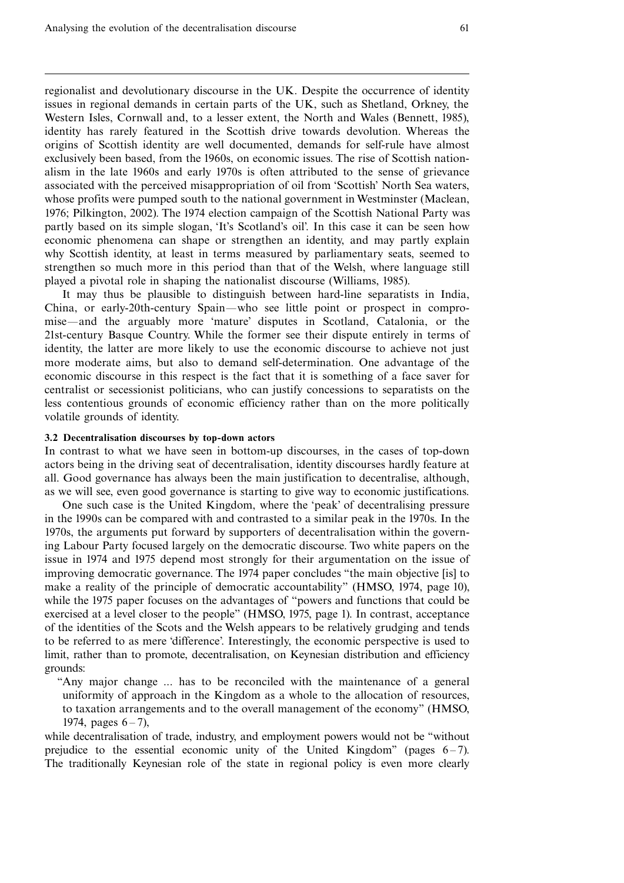regionalist and devolutionary discourse in the UK. Despite the occurrence of identity issues in regional demands in certain parts of the UK, such as Shetland, Orkney, the Western Isles, Cornwall and, to a lesser extent, the North and Wales (Bennett, 1985), identity has rarely featured in the Scottish drive towards devolution. Whereas the origins of Scottish identity are well documented, demands for self-rule have almost exclusively been based, from the 1960s, on economic issues. The rise of Scottish nationalism in the late 1960s and early 1970s is often attributed to the sense of grievance associated with the perceived misappropriation of oil from 'Scottish' North Sea waters, whose profits were pumped south to the national government in Westminster (Maclean, 1976; Pilkington, 2002). The 1974 election campaign of the Scottish National Party was partly based on its simple slogan, 'It's Scotland's oil'. In this case it can be seen how economic phenomena can shape or strengthen an identity, and may partly explain why Scottish identity, at least in terms measured by parliamentary seats, seemed to strengthen so much more in this period than that of the Welsh, where language still played a pivotal role in shaping the nationalist discourse (Williams, 1985).

It may thus be plausible to distinguish between hard-line separatists in India, China, or early-20th-century Spain—who see little point or prospect in compromise—and the arguably more 'mature' disputes in Scotland, Catalonia, or the 21st-century Basque Country. While the former see their dispute entirely in terms of identity, the latter are more likely to use the economic discourse to achieve not just more moderate aims, but also to demand self-determination. One advantage of the economic discourse in this respect is the fact that it is something of a face saver for centralist or secessionist politicians, who can justify concessions to separatists on the less contentious grounds of economic efficiency rather than on the more politically volatile grounds of identity.

### 3.2 Decentralisation discourses by top-down actors

In contrast to what we have seen in bottom-up discourses, in the cases of top-down actors being in the driving seat of decentralisation, identity discourses hardly feature at all. Good governance has always been the main justification to decentralise, although, as we will see, even good governance is starting to give way to economic justifications.

One such case is the United Kingdom, where the 'peak' of decentralising pressure in the 1990s can be compared with and contrasted to a similar peak in the 1970s. In the 1970s, the arguments put forward by supporters of decentralisation within the governing Labour Party focused largely on the democratic discourse. Two white papers on the issue in 1974 and 1975 depend most strongly for their argumentation on the issue of improving democratic governance. The 1974 paper concludes "the main objective [is] to make a reality of the principle of democratic accountability" (HMSO, 1974, page 10), while the 1975 paper focuses on the advantages of "powers and functions that could be exercised at a level closer to the people" (HMSO, 1975, page 1). In contrast, acceptance of the identities of the Scots and the Welsh appears to be relatively grudging and tends to be referred to as mere 'difference'. Interestingly, the economic perspective is used to limit, rather than to promote, decentralisation, on Keynesian distribution and efficiency grounds:

> "Any major change ... has to be reconciled with the maintenance of a general uniformity of approach in the Kingdom as a whole to the allocation of resources, to taxation arrangements and to the overall management of the economy" (HMSO, 1974, pages 6–7),

while decentralisation of trade, industry, and employment powers would not be "without prejudice to the essential economic unity of the United Kingdom" (pages 6–7). The traditionally Keynesian role of the state in regional policy is even more clearly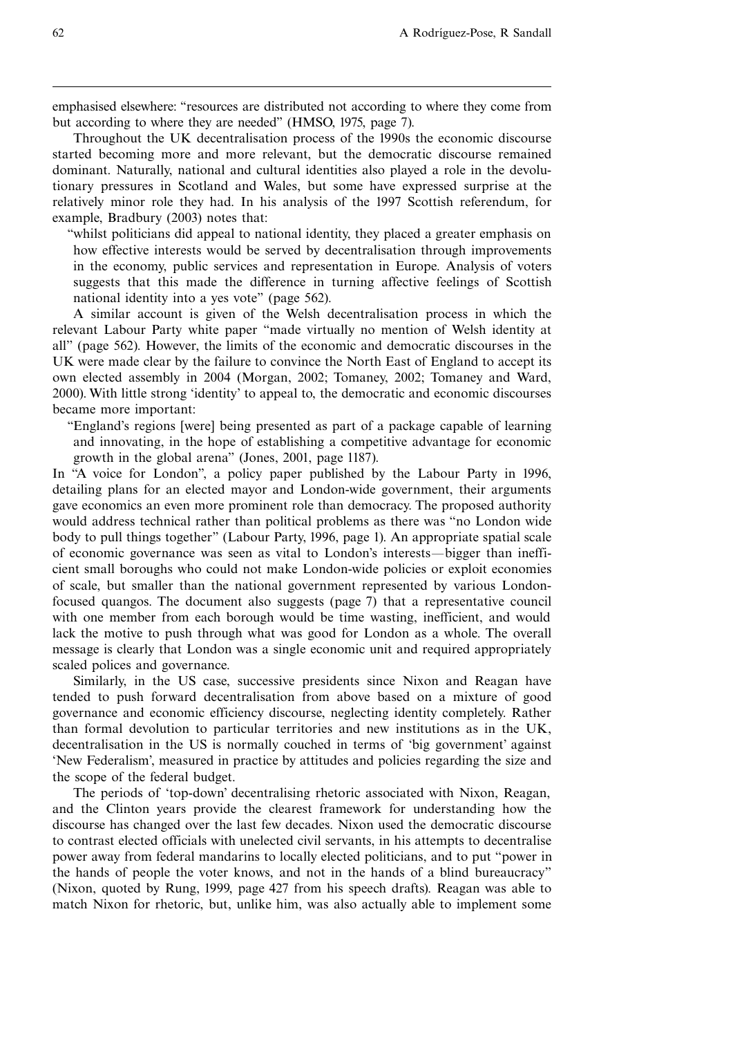emphasised elsewhere: "resources are distributed not according to where they come from but according to where they are needed" (HMSO, 1975, page 7).

Throughout the UK decentralisation process of the 1990s the economic discourse started becoming more and more relevant, but the democratic discourse remained dominant. Naturally, national and cultural identities also played a role in the devolutionary pressures in Scotland and Wales, but some have expressed surprise at the relatively minor role they had. In his analysis of the 1997 Scottish referendum, for example, Bradbury (2003) notes that:

> "whilst politicians did appeal to national identity, they placed a greater emphasis on how effective interests would be served by decentralisation through improvements in the economy, public services and representation in Europe. Analysis of voters suggests that this made the difference in turning affective feelings of Scottish national identity into a yes vote" (page 562).

A similar account is given of the Welsh decentralisation process in which the relevant Labour Party white paper "made virtually no mention of Welsh identity at all" (page 562). However, the limits of the economic and democratic discourses in the UK were made clear by the failure to convince the North East of England to accept its own elected assembly in 2004 (Morgan, 2002; Tomaney, 2002; Tomaney and Ward, 2000). With little strong 'identity' to appeal to, the democratic and economic discourses became more important:

> "England's regions [were] being presented as part of a package capable of learning and innovating, in the hope of establishing a competitive advantage for economic growth in the global arena" (Jones, 2001, page 1187).

In "A voice for London", a policy paper published by the Labour Party in 1996, detailing plans for an elected mayor and London-wide government, their arguments gave economics an even more prominent role than democracy. The proposed authority would address technical rather than political problems as there was "no London wide body to pull things together" (Labour Party, 1996, page 1). An appropriate spatial scale of economic governance was seen as vital to London's interests—bigger than inefficient small boroughs who could not make London-wide policies or exploit economies of scale, but smaller than the national government represented by various London-focused quangos. The document also suggests (page 7) that a representative council with one member from each borough would be time wasting, inefficient, and would lack the motive to push through what was good for London as a whole. The overall message is clearly that London was a single economic unit and required appropriately scaled polices and governance.

Similarly, in the US case, successive presidents since Nixon and Reagan have tended to push forward decentralisation from above based on a mixture of good governance and economic efficiency discourse, neglecting identity completely. Rather than formal devolution to particular territories and new institutions as in the UK, decentralisation in the US is normally couched in terms of 'big government' against 'New Federalism', measured in practice by attitudes and policies regarding the size and the scope of the federal budget.

The periods of 'top-down' decentralising rhetoric associated with Nixon, Reagan, and the Clinton years provide the clearest framework for understanding how the discourse has changed over the last few decades. Nixon used the democratic discourse to contrast elected officials with unelected civil servants, in his attempts to decentralise power away from federal mandarins to locally elected politicians, and to put "power in the hands of people the voter knows, and not in the hands of a blind bureaucracy" (Nixon, quoted by Rung, 1999, page 427 from his speech drafts). Reagan was able to match Nixon for rhetoric, but, unlike him, was also actually able to implement some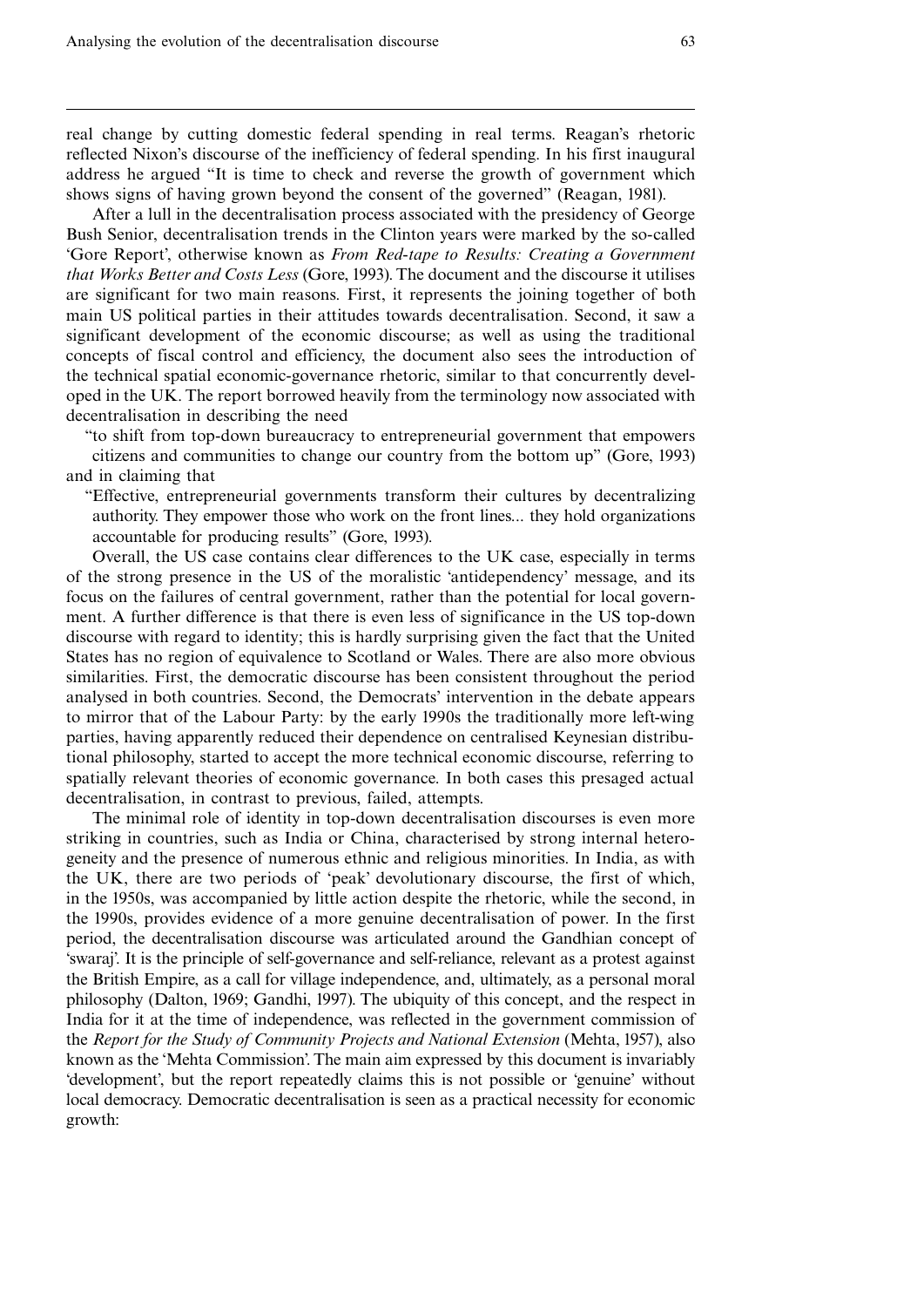real change by cutting domestic federal spending in real terms. Reagan's rhetoric reflected Nixon's discourse of the inefficiency of federal spending. In his first inaugural address he argued "It is time to check and reverse the growth of government which shows signs of having grown beyond the consent of the governed" (Reagan, 1981).

After a lull in the decentralisation process associated with the presidency of George Bush Senior, decentralisation trends in the Clinton years were marked by the so-called 'Gore Report', otherwise known as *From Red-tape to Results: Creating a Government that Works Better and Costs Less* (Gore, 1993). The document and the discourse it utilises are significant for two main reasons. First, it represents the joining together of both main US political parties in their attitudes towards decentralisation. Second, it saw a significant development of the economic discourse; as well as using the traditional concepts of fiscal control and efficiency, the document also sees the introduction of the technical spatial economic-governance rhetoric, similar to that concurrently developed in the UK. The report borrowed heavily from the terminology now associated with decentralisation in describing the need

> "to shift from top-down bureaucracy to entrepreneurial government that empowers citizens and communities to change our country from the bottom up" (Gore, 1993)

and in claiming that

> "Effective, entrepreneurial governments transform their cultures by decentralizing authority. They empower those who work on the front lines... they hold organizations accountable for producing results" (Gore, 1993).

Overall, the US case contains clear differences to the UK case, especially in terms of the strong presence in the US of the moralistic 'antidependency' message, and its focus on the failures of central government, rather than the potential for local government. A further difference is that there is even less of significance in the US top-down discourse with regard to identity; this is hardly surprising given the fact that the United States has no region of equivalence to Scotland or Wales. There are also more obvious similarities. First, the democratic discourse has been consistent throughout the period analysed in both countries. Second, the Democrats' intervention in the debate appears to mirror that of the Labour Party: by the early 1990s the traditionally more left-wing parties, having apparently reduced their dependence on centralised Keynesian distributional philosophy, started to accept the more technical economic discourse, referring to spatially relevant theories of economic governance. In both cases this presaged actual decentralisation, in contrast to previous, failed, attempts.

The minimal role of identity in top-down decentralisation discourses is even more striking in countries, such as India or China, characterised by strong internal heterogeneity and the presence of numerous ethnic and religious minorities. In India, as with the UK, there are two periods of 'peak' devolutionary discourse, the first of which, in the 1950s, was accompanied by little action despite the rhetoric, while the second, in the 1990s, provides evidence of a more genuine decentralisation of power. In the first period, the decentralisation discourse was articulated around the Gandhian concept of 'swaraj'. It is the principle of self-governance and self-reliance, relevant as a protest against the British Empire, as a call for village independence, and, ultimately, as a personal moral philosophy (Dalton, 1969; Gandhi, 1997). The ubiquity of this concept, and the respect in India for it at the time of independence, was reflected in the government commission of the *Report for the Study of Community Projects and National Extension* (Mehta, 1957), also known as the 'Mehta Commission'. The main aim expressed by this document is invariably 'development', but the report repeatedly claims this is not possible or 'genuine' without local democracy. Democratic decentralisation is seen as a practical necessity for economic growth: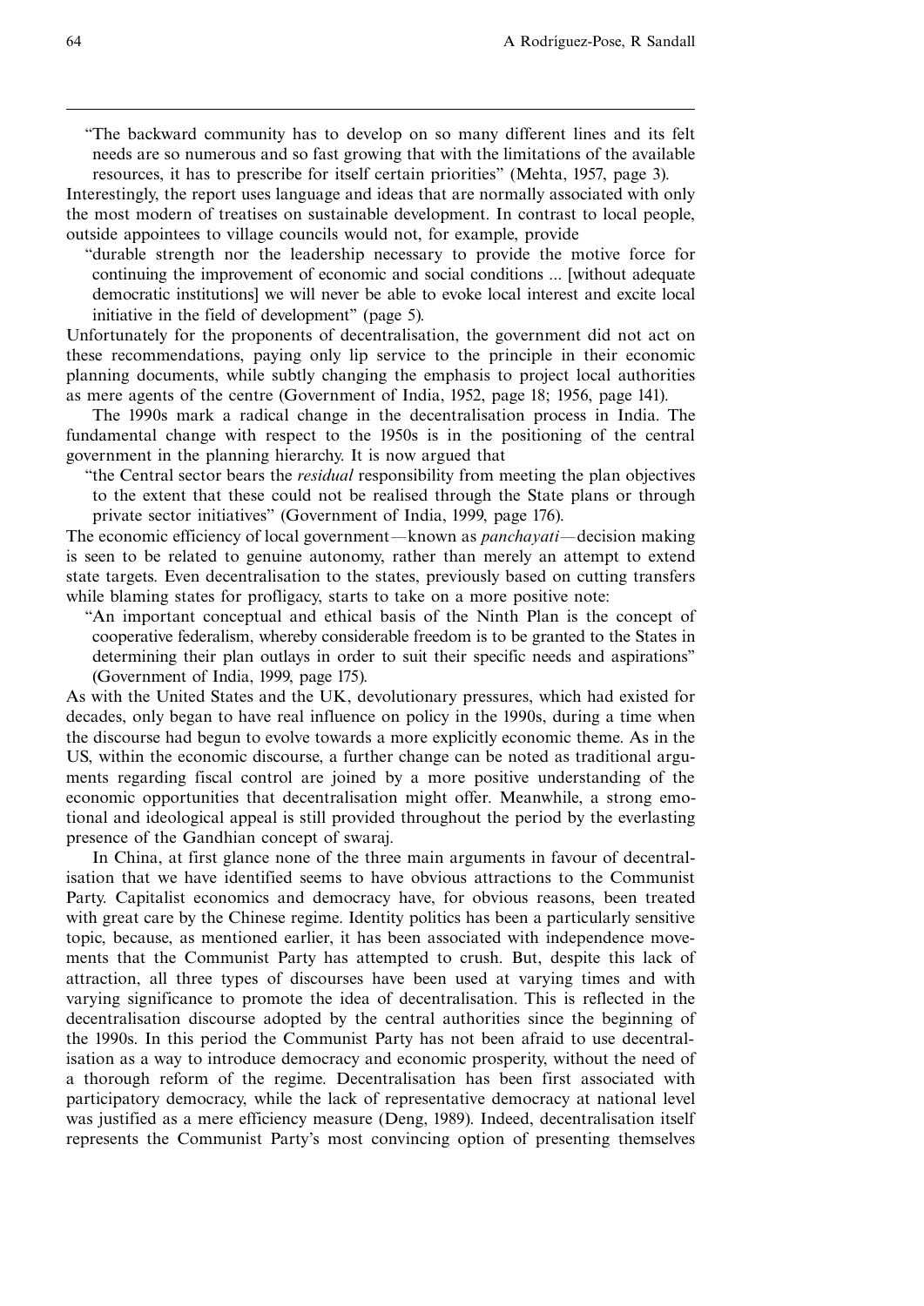> "The backward community has to develop on so many different lines and its felt needs are so numerous and so fast growing that with the limitations of the available resources, it has to prescribe for itself certain priorities" (Mehta, 1957, page 3).

Interestingly, the report uses language and ideas that are normally associated with only the most modern of treatises on sustainable development. In contrast to local people, outside appointees to village councils would not, for example, provide

> "durable strength nor the leadership necessary to provide the motive force for continuing the improvement of economic and social conditions ... [without adequate democratic institutions] we will never be able to evoke local interest and excite local initiative in the field of development" (page 5).

Unfortunately for the proponents of decentralisation, the government did not act on these recommendations, paying only lip service to the principle in their economic planning documents, while subtly changing the emphasis to project local authorities as mere agents of the centre (Government of India, 1952, page 18; 1956, page 141).

The 1990s mark a radical change in the decentralisation process in India. The fundamental change with respect to the 1950s is in the positioning of the central government in the planning hierarchy. It is now argued that

> "the Central sector bears the *residual* responsibility from meeting the plan objectives to the extent that these could not be realised through the State plans or through private sector initiatives" (Government of India, 1999, page 176).

The economic efficiency of local government—known as *panchayati*—decision making is seen to be related to genuine autonomy, rather than merely an attempt to extend state targets. Even decentralisation to the states, previously based on cutting transfers while blaming states for profligacy, starts to take on a more positive note:

> "An important conceptual and ethical basis of the Ninth Plan is the concept of cooperative federalism, whereby considerable freedom is to be granted to the States in determining their plan outlays in order to suit their specific needs and aspirations" (Government of India, 1999, page 175).

As with the United States and the UK, devolutionary pressures, which had existed for decades, only began to have real influence on policy in the 1990s, during a time when the discourse had begun to evolve towards a more explicitly economic theme. As in the US, within the economic discourse, a further change can be noted as traditional arguments regarding fiscal control are joined by a more positive understanding of the economic opportunities that decentralisation might offer. Meanwhile, a strong emotional and ideological appeal is still provided throughout the period by the everlasting presence of the Gandhian concept of swaraj.

In China, at first glance none of the three main arguments in favour of decentralisation that we have identified seems to have obvious attractions to the Communist Party. Capitalist economics and democracy have, for obvious reasons, been treated with great care by the Chinese regime. Identity politics has been a particularly sensitive topic, because, as mentioned earlier, it has been associated with independence movements that the Communist Party has attempted to crush. But, despite this lack of attraction, all three types of discourses have been used at varying times and with varying significance to promote the idea of decentralisation. This is reflected in the decentralisation discourse adopted by the central authorities since the beginning of the 1990s. In this period the Communist Party has not been afraid to use decentralisation as a way to introduce democracy and economic prosperity, without the need of a thorough reform of the regime. Decentralisation has been first associated with participatory democracy, while the lack of representative democracy at national level was justified as a mere efficiency measure (Deng, 1989). Indeed, decentralisation itself represents the Communist Party's most convincing option of presenting themselves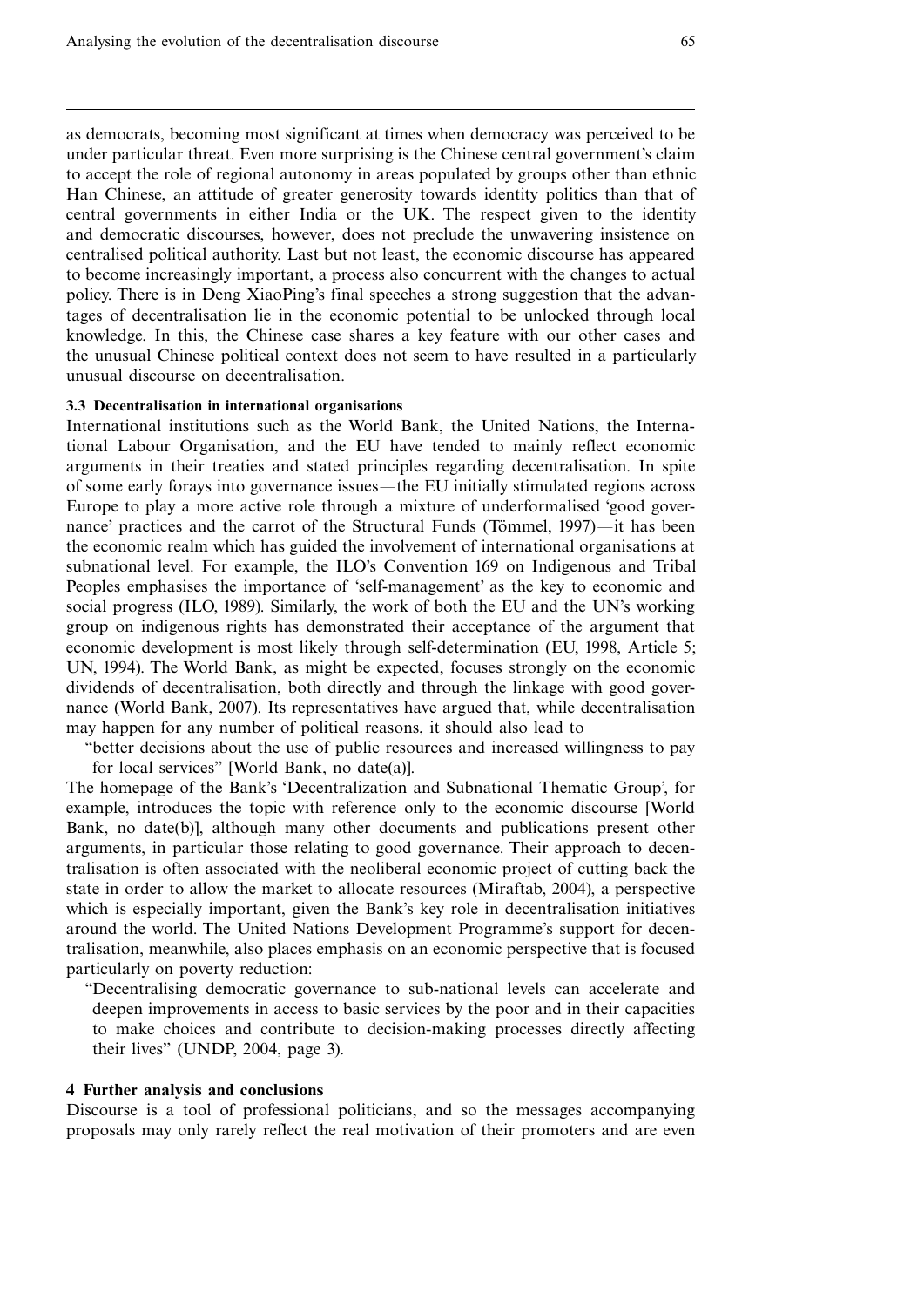as democrats, becoming most significant at times when democracy was perceived to be under particular threat. Even more surprising is the Chinese central government's claim to accept the role of regional autonomy in areas populated by groups other than ethnic Han Chinese, an attitude of greater generosity towards identity politics than that of central governments in either India or the UK. The respect given to the identity and democratic discourses, however, does not preclude the unwavering insistence on centralised political authority. Last but not least, the economic discourse has appeared to become increasingly important, a process also concurrent with the changes to actual policy. There is in Deng XiaoPing's final speeches a strong suggestion that the advantages of decentralisation lie in the economic potential to be unlocked through local knowledge. In this, the Chinese case shares a key feature with our other cases and the unusual Chinese political context does not seem to have resulted in a particularly unusual discourse on decentralisation.

### 3.3 Decentralisation in international organisations

International institutions such as the World Bank, the United Nations, the International Labour Organisation, and the EU have tended to mainly reflect economic arguments in their treaties and stated principles regarding decentralisation. In spite of some early forays into governance issues—the EU initially stimulated regions across Europe to play a more active role through a mixture of underformalised 'good governance' practices and the carrot of the Structural Funds (Tömmel, 1997)—it has been the economic realm which has guided the involvement of international organisations at subnational level. For example, the ILO's Convention 169 on Indigenous and Tribal Peoples emphasises the importance of 'self-management' as the key to economic and social progress (ILO, 1989). Similarly, the work of both the EU and the UN's working group on indigenous rights has demonstrated their acceptance of the argument that economic development is most likely through self-determination (EU, 1998, Article 5; UN, 1994). The World Bank, as might be expected, focuses strongly on the economic dividends of decentralisation, both directly and through the linkage with good governance (World Bank, 2007). Its representatives have argued that, while decentralisation may happen for any number of political reasons, it should also lead to

> "better decisions about the use of public resources and increased willingness to pay for local services" [World Bank, no date(a)].

The homepage of the Bank's 'Decentralization and Subnational Thematic Group', for example, introduces the topic with reference only to the economic discourse [World Bank, no date(b)], although many other documents and publications present other arguments, in particular those relating to good governance. Their approach to decentralisation is often associated with the neoliberal economic project of cutting back the state in order to allow the market to allocate resources (Miraftab, 2004), a perspective which is especially important, given the Bank's key role in decentralisation initiatives around the world. The United Nations Development Programme's support for decentralisation, meanwhile, also places emphasis on an economic perspective that is focused particularly on poverty reduction:

> "Decentralising democratic governance to sub-national levels can accelerate and deepen improvements in access to basic services by the poor and in their capacities to make choices and contribute to decision-making processes directly affecting their lives" (UNDP, 2004, page 3).

## 4 Further analysis and conclusions

Discourse is a tool of professional politicians, and so the messages accompanying proposals may only rarely reflect the real motivation of their promoters and are even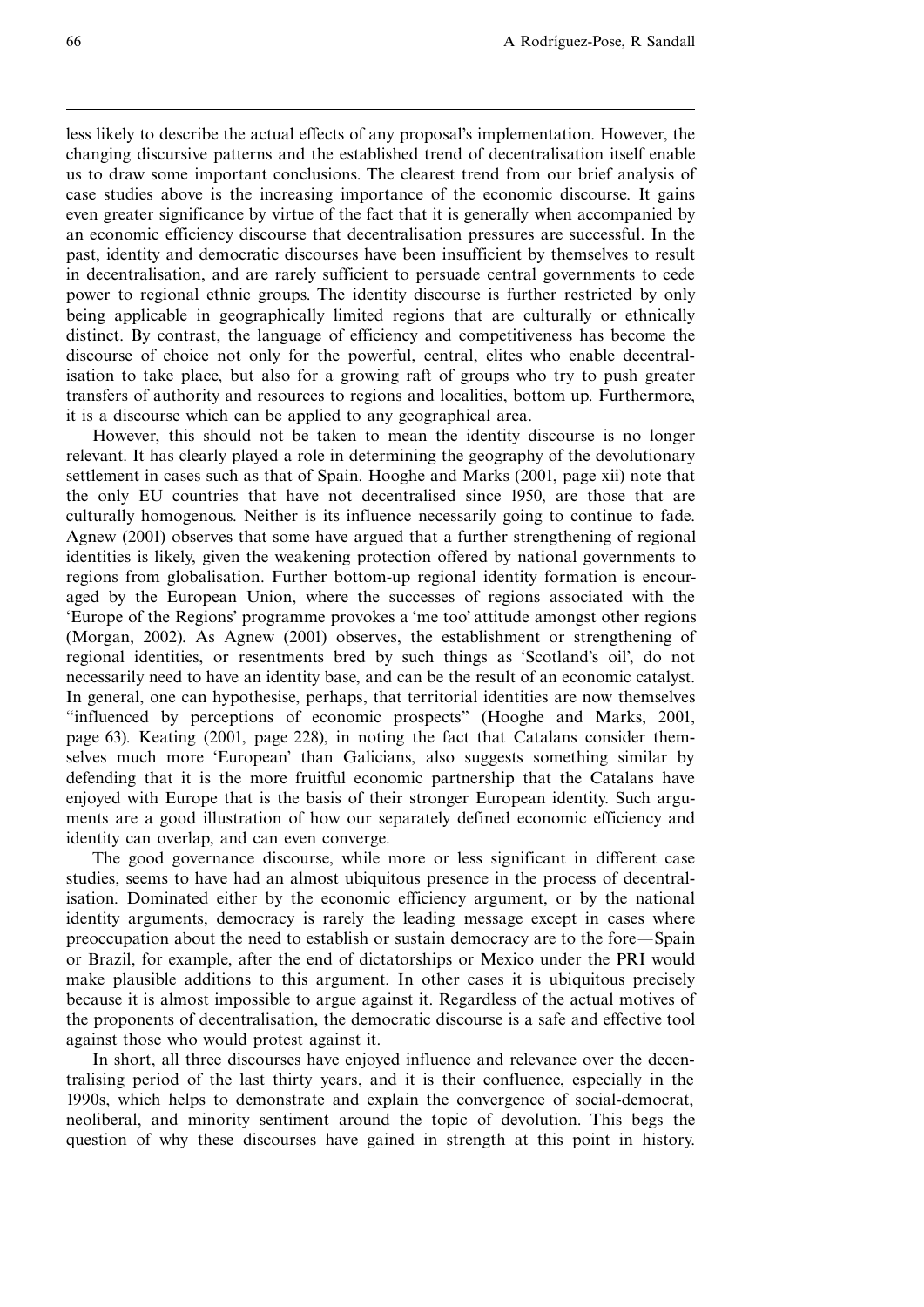less likely to describe the actual effects of any proposal's implementation. However, the changing discursive patterns and the established trend of decentralisation itself enable us to draw some important conclusions. The clearest trend from our brief analysis of case studies above is the increasing importance of the economic discourse. It gains even greater significance by virtue of the fact that it is generally when accompanied by an economic efficiency discourse that decentralisation pressures are successful. In the past, identity and democratic discourses have been insufficient by themselves to result in decentralisation, and are rarely sufficient to persuade central governments to cede power to regional ethnic groups. The identity discourse is further restricted by only being applicable in geographically limited regions that are culturally or ethnically distinct. By contrast, the language of efficiency and competitiveness has become the discourse of choice not only for the powerful, central, elites who enable decentralisation to take place, but also for a growing raft of groups who try to push greater transfers of authority and resources to regions and localities, bottom up. Furthermore, it is a discourse which can be applied to any geographical area.

However, this should not be taken to mean the identity discourse is no longer relevant. It has clearly played a role in determining the geography of the devolutionary settlement in cases such as that of Spain. Hooghe and Marks (2001, page xii) note that the only EU countries that have not decentralised since 1950, are those that are culturally homogenous. Neither is its influence necessarily going to continue to fade. Agnew (2001) observes that some have argued that a further strengthening of regional identities is likely, given the weakening protection offered by national governments to regions from globalisation. Further bottom-up regional identity formation is encouraged by the European Union, where the successes of regions associated with the 'Europe of the Regions' programme provokes a 'me too' attitude amongst other regions (Morgan, 2002). As Agnew (2001) observes, the establishment or strengthening of regional identities, or resentments bred by such things as 'Scotland's oil', do not necessarily need to have an identity base, and can be the result of an economic catalyst. In general, one can hypothesise, perhaps, that territorial identities are now themselves "influenced by perceptions of economic prospects" (Hooghe and Marks, 2001, page 63). Keating (2001, page 228), in noting the fact that Catalans consider themselves much more 'European' than Galicians, also suggests something similar by defending that it is the more fruitful economic partnership that the Catalans have enjoyed with Europe that is the basis of their stronger European identity. Such arguments are a good illustration of how our separately defined economic efficiency and identity can overlap, and can even converge.

The good governance discourse, while more or less significant in different case studies, seems to have had an almost ubiquitous presence in the process of decentralisation. Dominated either by the economic efficiency argument, or by the national identity arguments, democracy is rarely the leading message except in cases where preoccupation about the need to establish or sustain democracy are to the fore—Spain or Brazil, for example, after the end of dictatorships or Mexico under the PRI would make plausible additions to this argument. In other cases it is ubiquitous precisely because it is almost impossible to argue against it. Regardless of the actual motives of the proponents of decentralisation, the democratic discourse is a safe and effective tool against those who would protest against it.

In short, all three discourses have enjoyed influence and relevance over the decentralising period of the last thirty years, and it is their confluence, especially in the 1990s, which helps to demonstrate and explain the convergence of social-democrat, neoliberal, and minority sentiment around the topic of devolution. This begs the question of why these discourses have gained in strength at this point in history.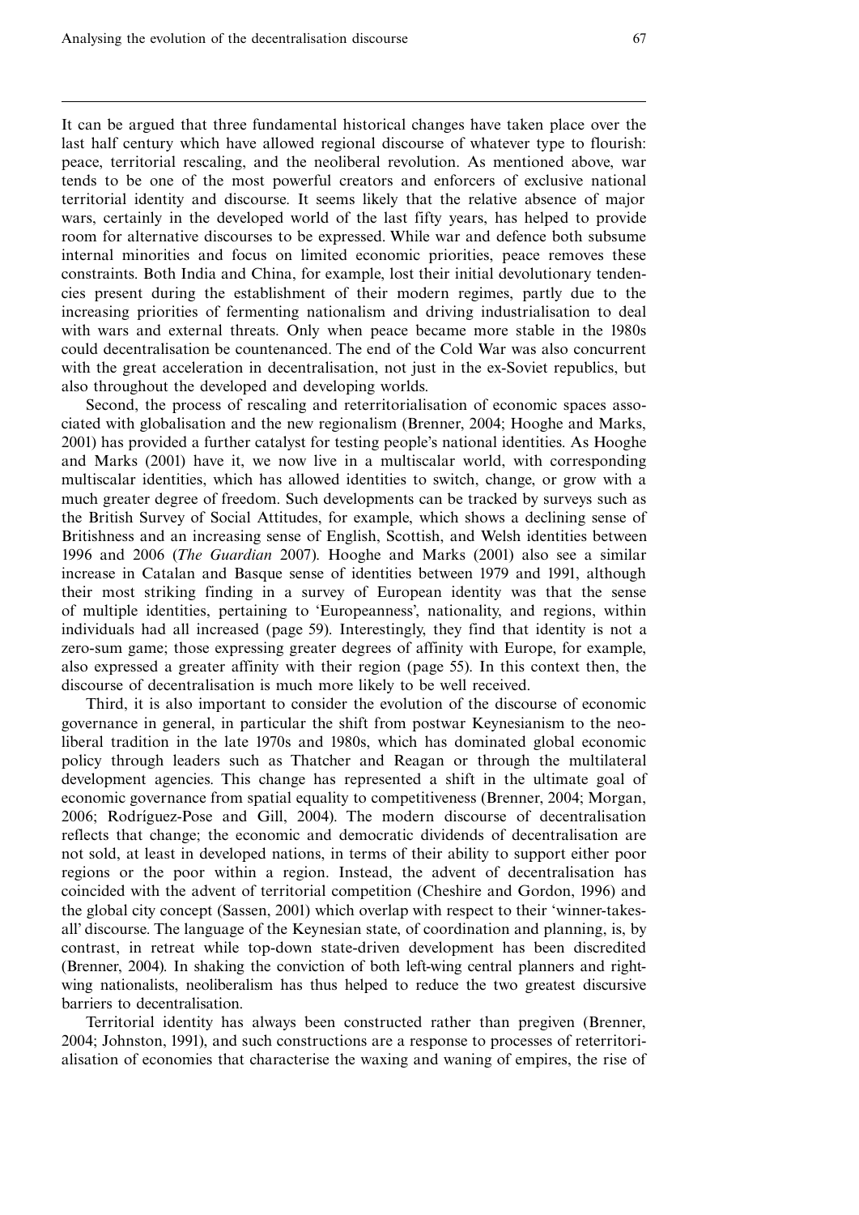It can be argued that three fundamental historical changes have taken place over the last half century which have allowed regional discourse of whatever type to flourish: peace, territorial rescaling, and the neoliberal revolution. As mentioned above, war tends to be one of the most powerful creators and enforcers of exclusive national territorial identity and discourse. It seems likely that the relative absence of major wars, certainly in the developed world of the last fifty years, has helped to provide room for alternative discourses to be expressed. While war and defence both subsume internal minorities and focus on limited economic priorities, peace removes these constraints. Both India and China, for example, lost their initial devolutionary tendencies present during the establishment of their modern regimes, partly due to the increasing priorities of fermenting nationalism and driving industrialisation to deal with wars and external threats. Only when peace became more stable in the 1980s could decentralisation be countenanced. The end of the Cold War was also concurrent with the great acceleration in decentralisation, not just in the ex-Soviet republics, but also throughout the developed and developing worlds.

Second, the process of rescaling and reterritorialisation of economic spaces associated with globalisation and the new regionalism (Brenner, 2004; Hooghe and Marks, 2001) has provided a further catalyst for testing people's national identities. As Hooghe and Marks (2001) have it, we now live in a multiscalar world, with corresponding multiscalar identities, which has allowed identities to switch, change, or grow with a much greater degree of freedom. Such developments can be tracked by surveys such as the British Survey of Social Attitudes, for example, which shows a declining sense of Britishness and an increasing sense of English, Scottish, and Welsh identities between 1996 and 2006 (*The Guardian* 2007). Hooghe and Marks (2001) also see a similar increase in Catalan and Basque sense of identities between 1979 and 1991, although their most striking finding in a survey of European identity was that the sense of multiple identities, pertaining to 'Europeanness', nationality, and regions, within individuals had all increased (page 59). Interestingly, they find that identity is not a zero-sum game; those expressing greater degrees of affinity with Europe, for example, also expressed a greater affinity with their region (page 55). In this context then, the discourse of decentralisation is much more likely to be well received.

Third, it is also important to consider the evolution of the discourse of economic governance in general, in particular the shift from postwar Keynesianism to the neoliberal tradition in the late 1970s and 1980s, which has dominated global economic policy through leaders such as Thatcher and Reagan or through the multilateral development agencies. This change has represented a shift in the ultimate goal of economic governance from spatial equality to competitiveness (Brenner, 2004; Morgan, 2006; Rodríguez-Pose and Gill, 2004). The modern discourse of decentralisation reflects that change; the economic and democratic dividends of decentralisation are not sold, at least in developed nations, in terms of their ability to support either poor regions or the poor within a region. Instead, the advent of decentralisation has coincided with the advent of territorial competition (Cheshire and Gordon, 1996) and the global city concept (Sassen, 2001) which overlap with respect to their 'winner-takes-all' discourse. The language of the Keynesian state, of coordination and planning, is, by contrast, in retreat while top-down state-driven development has been discredited (Brenner, 2004). In shaking the conviction of both left-wing central planners and right-wing nationalists, neoliberalism has thus helped to reduce the two greatest discursive barriers to decentralisation.

Territorial identity has always been constructed rather than pregiven (Brenner, 2004; Johnston, 1991), and such constructions are a response to processes of reterritorialisation of economies that characterise the waxing and waning of empires, the rise of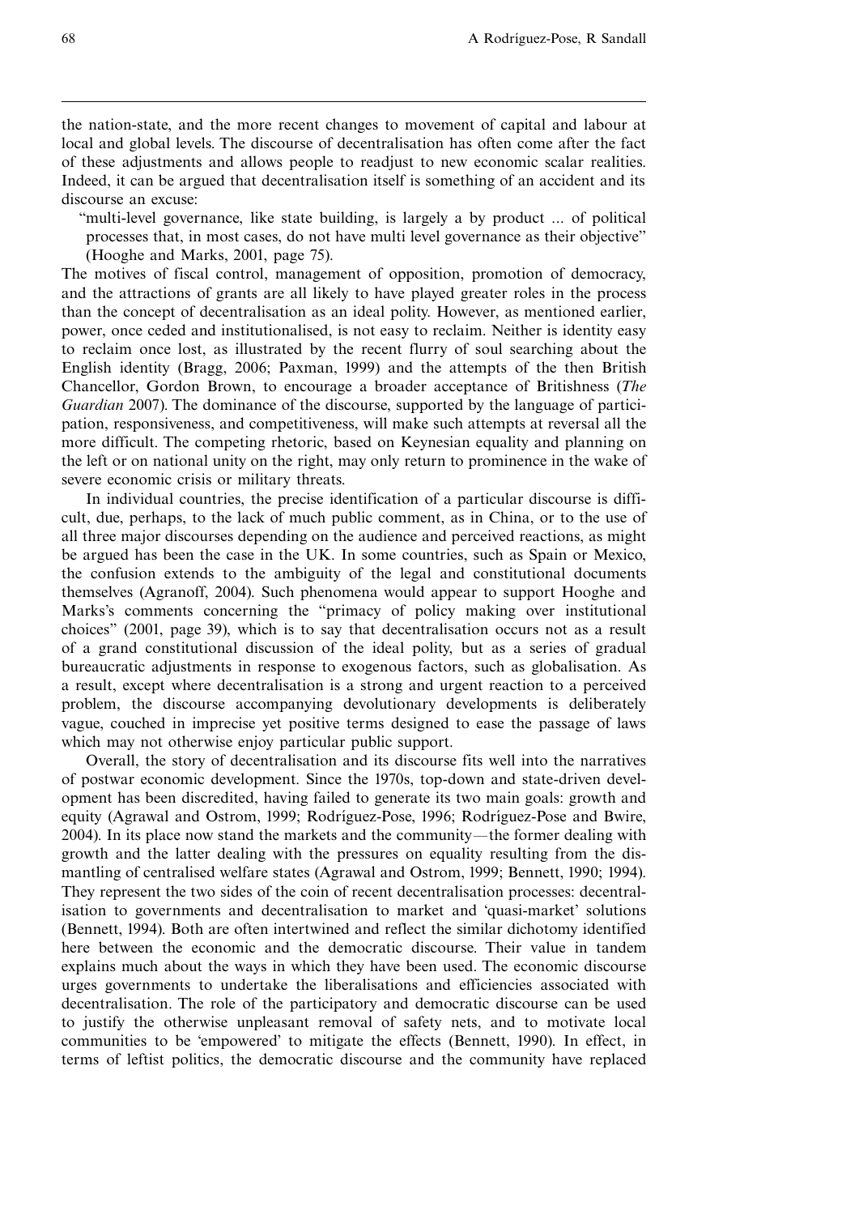the nation-state, and the more recent changes to movement of capital and labour at local and global levels. The discourse of decentralisation has often come after the fact of these adjustments and allows people to readjust to new economic scalar realities. Indeed, it can be argued that decentralisation itself is something of an accident and its discourse an excuse:

> "multi-level governance, like state building, is largely a by product ... of political processes that, in most cases, do not have multi level governance as their objective" (Hooghe and Marks, 2001, page 75).

The motives of fiscal control, management of opposition, promotion of democracy, and the attractions of grants are all likely to have played greater roles in the process than the concept of decentralisation as an ideal polity. However, as mentioned earlier, power, once ceded and institutionalised, is not easy to reclaim. Neither is identity easy to reclaim once lost, as illustrated by the recent flurry of soul searching about the English identity (Bragg, 2006; Paxman, 1999) and the attempts of the then British Chancellor, Gordon Brown, to encourage a broader acceptance of Britishness (*The Guardian* 2007). The dominance of the discourse, supported by the language of participation, responsiveness, and competitiveness, will make such attempts at reversal all the more difficult. The competing rhetoric, based on Keynesian equality and planning on the left or on national unity on the right, may only return to prominence in the wake of severe economic crisis or military threats.

In individual countries, the precise identification of a particular discourse is difficult, due, perhaps, to the lack of much public comment, as in China, or to the use of all three major discourses depending on the audience and perceived reactions, as might be argued has been the case in the UK. In some countries, such as Spain or Mexico, the confusion extends to the ambiguity of the legal and constitutional documents themselves (Agranoff, 2004). Such phenomena would appear to support Hooghe and Marks's comments concerning the "primacy of policy making over institutional choices" (2001, page 39), which is to say that decentralisation occurs not as a result of a grand constitutional discussion of the ideal polity, but as a series of gradual bureaucratic adjustments in response to exogenous factors, such as globalisation. As a result, except where decentralisation is a strong and urgent reaction to a perceived problem, the discourse accompanying devolutionary developments is deliberately vague, couched in imprecise yet positive terms designed to ease the passage of laws which may not otherwise enjoy particular public support.

Overall, the story of decentralisation and its discourse fits well into the narratives of postwar economic development. Since the 1970s, top-down and state-driven development has been discredited, having failed to generate its two main goals: growth and equity (Agrawal and Ostrom, 1999; Rodríguez-Pose, 1996; Rodríguez-Pose and Bwire, 2004). In its place now stand the markets and the community—the former dealing with growth and the latter dealing with the pressures on equality resulting from the dismantling of centralised welfare states (Agrawal and Ostrom, 1999; Bennett, 1990; 1994). They represent the two sides of the coin of recent decentralisation processes: decentralisation to governments and decentralisation to market and 'quasi-market' solutions (Bennett, 1994). Both are often intertwined and reflect the similar dichotomy identified here between the economic and the democratic discourse. Their value in tandem explains much about the ways in which they have been used. The economic discourse urges governments to undertake the liberalisations and efficiencies associated with decentralisation. The role of the participatory and democratic discourse can be used to justify the otherwise unpleasant removal of safety nets, and to motivate local communities to be 'empowered' to mitigate the effects (Bennett, 1990). In effect, in terms of leftist politics, the democratic discourse and the community have replaced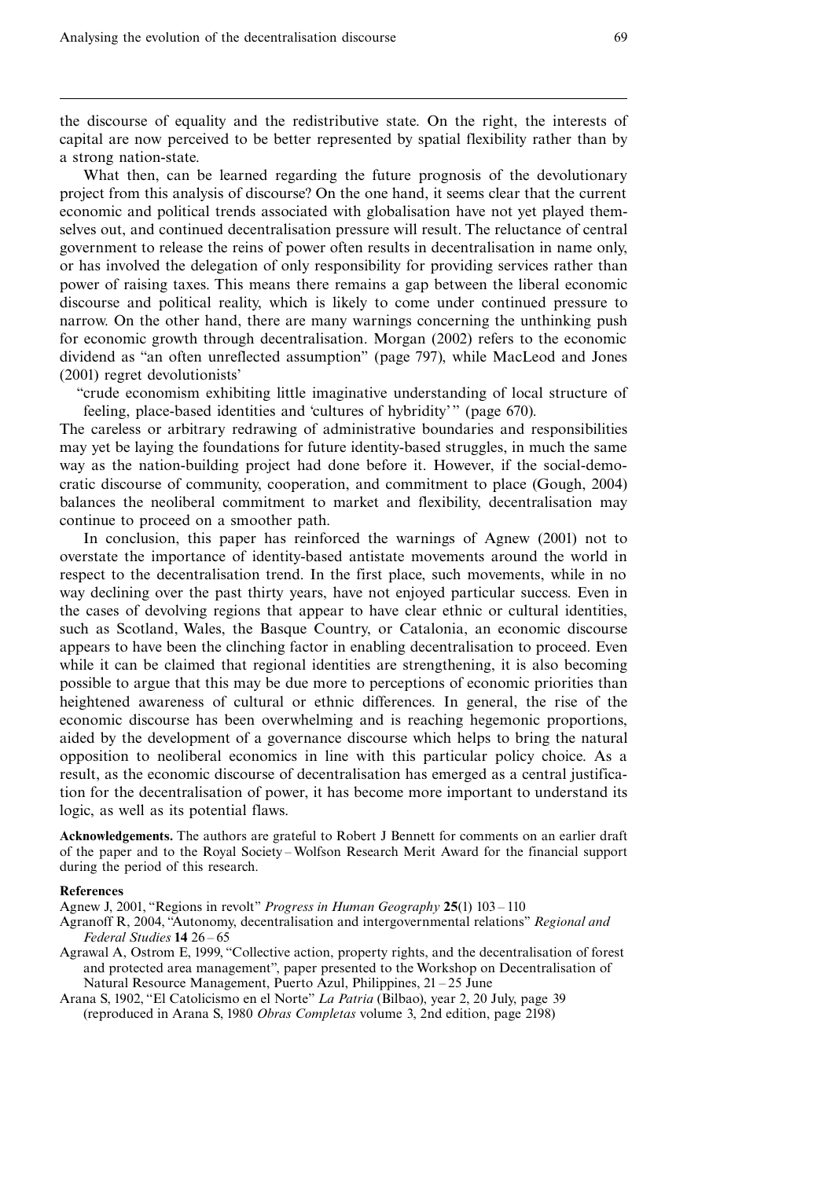the discourse of equality and the redistributive state. On the right, the interests of capital are now perceived to be better represented by spatial flexibility rather than by a strong nation-state.

What then, can be learned regarding the future prognosis of the devolutionary project from this analysis of discourse? On the one hand, it seems clear that the current economic and political trends associated with globalisation have not yet played themselves out, and continued decentralisation pressure will result. The reluctance of central government to release the reins of power often results in decentralisation in name only, or has involved the delegation of only responsibility for providing services rather than power of raising taxes. This means there remains a gap between the liberal economic discourse and political reality, which is likely to come under continued pressure to narrow. On the other hand, there are many warnings concerning the unthinking push for economic growth through decentralisation. Morgan (2002) refers to the economic dividend as "an often unreflected assumption" (page 797), while MacLeod and Jones (2001) regret devolutionists'

> "crude economism exhibiting little imaginative understanding of local structure of feeling, place-based identities and 'cultures of hybridity'" (page 670).

The careless or arbitrary redrawing of administrative boundaries and responsibilities may yet be laying the foundations for future identity-based struggles, in much the same way as the nation-building project had done before it. However, if the social-democratic discourse of community, cooperation, and commitment to place (Gough, 2004) balances the neoliberal commitment to market and flexibility, decentralisation may continue to proceed on a smoother path.

In conclusion, this paper has reinforced the warnings of Agnew (2001) not to overstate the importance of identity-based antistate movements around the world in respect to the decentralisation trend. In the first place, such movements, while in no way declining over the past thirty years, have not enjoyed particular success. Even in the cases of devolving regions that appear to have clear ethnic or cultural identities, such as Scotland, Wales, the Basque Country, or Catalonia, an economic discourse appears to have been the clinching factor in enabling decentralisation to proceed. Even while it can be claimed that regional identities are strengthening, it is also becoming possible to argue that this may be due more to perceptions of economic priorities than heightened awareness of cultural or ethnic differences. In general, the rise of the economic discourse has been overwhelming and is reaching hegemonic proportions, aided by the development of a governance discourse which helps to bring the natural opposition to neoliberal economics in line with this particular policy choice. As a result, as the economic discourse of decentralisation has emerged as a central justification for the decentralisation of power, it has become more important to understand its logic, as well as its potential flaws.

**Acknowledgements.** The authors are grateful to Robert J Bennett for comments on an earlier draft of the paper and to the Royal Society – Wolfson Research Merit Award for the financial support during the period of this research.

**References**

Agnew J, 2001, "Regions in revolt" *Progress in Human Geography* **25**(1) 103 – 110

Agranoff R, 2004, "Autonomy, decentralisation and intergovernmental relations" *Regional and Federal Studies* **14** 26 – 65

Agrawal A, Ostrom E, 1999, "Collective action, property rights, and the decentralisation of forest and protected area management", paper presented to the Workshop on Decentralisation of Natural Resource Management, Puerto Azul, Philippines, 21 – 25 June

Arana S, 1902, "El Catolicismo en el Norte" *La Patria* (Bilbao), year 2, 20 July, page 39 (reproduced in Arana S, 1980 *Obras Completas* volume 3, 2nd edition, page 2198)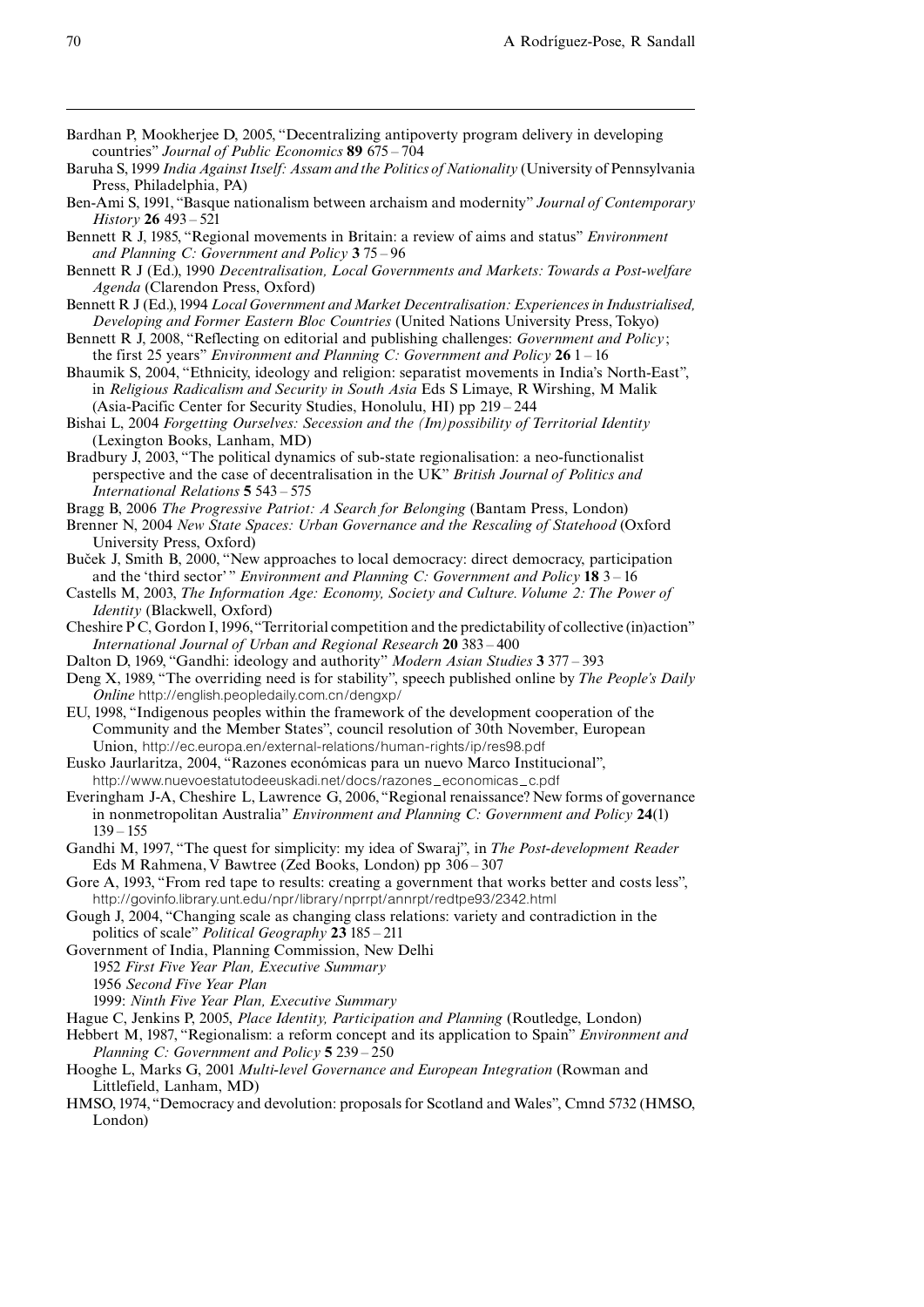Bardhan P, Mookherjee D, 2005, "Decentralizing antipoverty program delivery in developing countries" *Journal of Public Economics* **89** 675 – 704

Baruha S, 1999 *India Against Itself: Assam and the Politics of Nationality* (University of Pennsylvania Press, Philadelphia, PA)

Ben-Ami S, 1991, "Basque nationalism between archaism and modernity" *Journal of Contemporary History* **26** 493 – 521

Bennett R J, 1985, "Regional movements in Britain: a review of aims and status" *Environment and Planning C: Government and Policy* **3** 75 – 96

Bennett R J (Ed.), 1990 *Decentralisation, Local Governments and Markets: Towards a Post-welfare Agenda* (Clarendon Press, Oxford)

Bennett R J (Ed.), 1994 *Local Government and Market Decentralisation: Experiences in Industrialised, Developing and Former Eastern Bloc Countries* (United Nations University Press, Tokyo)

Bennett R J, 2008, "Reflecting on editorial and publishing challenges: *Government and Policy*; the first 25 years" *Environment and Planning C: Government and Policy* **26** 1 – 16

Bhaumik S, 2004, "Ethnicity, ideology and religion: separatist movements in India's North-East", in *Religious Radicalism and Security in South Asia* Eds S Limaye, R Wirshing, M Malik (Asia-Pacific Center for Security Studies, Honolulu, HI) pp 219 – 244

Bishai L, 2004 *Forgetting Ourselves: Secession and the (Im)possibility of Territorial Identity* (Lexington Books, Lanham, MD)

Bradbury J, 2003, "The political dynamics of sub-state regionalisation: a neo-functionalist perspective and the case of decentralisation in the UK" *British Journal of Politics and International Relations* **5** 543 – 575

Bragg B, 2006 *The Progressive Patriot: A Search for Belonging* (Bantam Press, London)

Brenner N, 2004 *New State Spaces: Urban Governance and the Rescaling of Statehood* (Oxford University Press, Oxford)

Buček J, Smith B, 2000, "New approaches to local democracy: direct democracy, participation and the 'third sector'" *Environment and Planning C: Government and Policy* **18** 3 – 16

Castells M, 2003, *The Information Age: Economy, Society and Culture. Volume 2: The Power of Identity* (Blackwell, Oxford)

Cheshire P C, Gordon I, 1996, "Territorial competition and the predictability of collective (in)action" *International Journal of Urban and Regional Research* **20** 383 – 400

Dalton D, 1969, "Gandhi: ideology and authority" *Modern Asian Studies* **3** 377 – 393

Deng X, 1989, "The overriding need is for stability", speech published online by *The People's Daily Online* http://english.peopledaily.com.cn/dengxp/

EU, 1998, "Indigenous peoples within the framework of the development cooperation of the Community and the Member States", council resolution of 30th November, European Union, http://ec.europa.en/external-relations/human-rights/ip/res98.pdf

Eusko Jaurlaritza, 2004, "Razones económicas para un nuevo Marco Institucional", http://www.nuevoestatutodeeuskadi.net/docs/razones_economicas_c.pdf

Everingham J-A, Cheshire L, Lawrence G, 2006, "Regional renaissance? New forms of governance in nonmetropolitan Australia" *Environment and Planning C: Government and Policy* **24**(1) 139 – 155

Gandhi M, 1997, "The quest for simplicity: my idea of Swaraj", in *The Post-development Reader* Eds M Rahmena, V Bawtree (Zed Books, London) pp 306 – 307

Gore A, 1993, "From red tape to results: creating a government that works better and costs less", http://govinfo.library.unt.edu/npr/library/nprrpt/annrpt/redtpe93/2342.html

Gough J, 2004, "Changing scale as changing class relations: variety and contradiction in the politics of scale" *Political Geography* **23** 185 – 211

Government of India, Planning Commission, New Delhi
1952 *First Five Year Plan, Executive Summary*
1956 *Second Five Year Plan*
1999: *Ninth Five Year Plan, Executive Summary*

Hague C, Jenkins P, 2005, *Place Identity, Participation and Planning* (Routledge, London)

Hebbert M, 1987, "Regionalism: a reform concept and its application to Spain" *Environment and Planning C: Government and Policy* **5** 239 – 250

Hooghe L, Marks G, 2001 *Multi-level Governance and European Integration* (Rowman and Littlefield, Lanham, MD)

HMSO, 1974, "Democracy and devolution: proposals for Scotland and Wales", Cmnd 5732 (HMSO, London)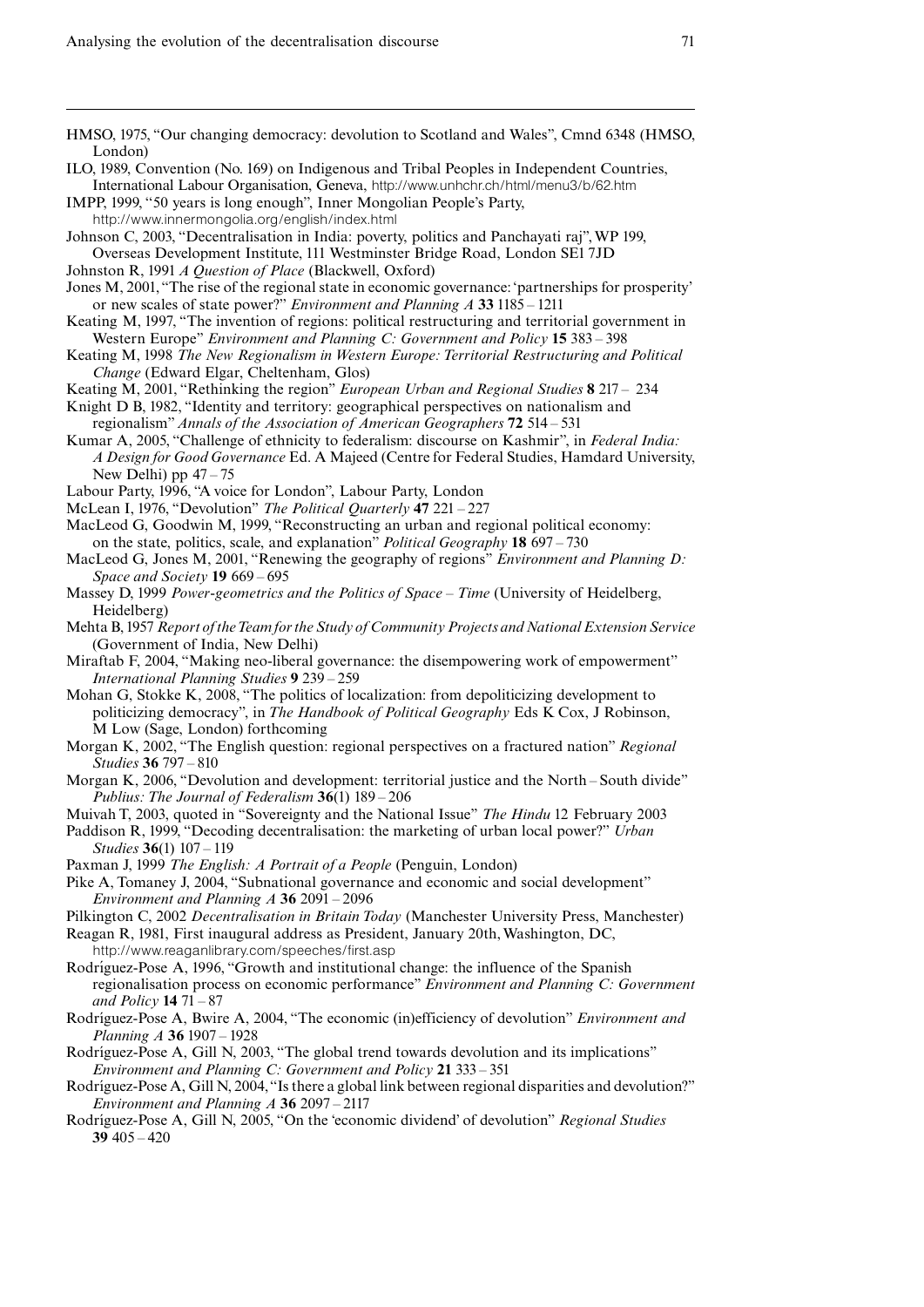HMSO, 1975, "Our changing democracy: devolution to Scotland and Wales", Cmnd 6348 (HMSO, London)

ILO, 1989, Convention (No. 169) on Indigenous and Tribal Peoples in Independent Countries, International Labour Organisation, Geneva, http://www.unhchr.ch/html/menu3/b/62.htm

IMPP, 1999, "50 years is long enough", Inner Mongolian People's Party, http://www.innermongolia.org/english/index.html

Johnson C, 2003, "Decentralisation in India: poverty, politics and Panchayati raj", WP 199, Overseas Development Institute, 111 Westminster Bridge Road, London SE1 7JD

Johnston R, 1991 *A Question of Place* (Blackwell, Oxford)

Jones M, 2001, "The rise of the regional state in economic governance: 'partnerships for prosperity' or new scales of state power?" *Environment and Planning A* **33** 1185 – 1211

Keating M, 1997, "The invention of regions: political restructuring and territorial government in Western Europe" *Environment and Planning C: Government and Policy* **15** 383 – 398

Keating M, 1998 *The New Regionalism in Western Europe: Territorial Restructuring and Political Change* (Edward Elgar, Cheltenham, Glos)

Keating M, 2001, "Rethinking the region" *European Urban and Regional Studies* **8** 217 – 234

Knight D B, 1982, "Identity and territory: geographical perspectives on nationalism and regionalism" *Annals of the Association of American Geographers* **72** 514 – 531

Kumar A, 2005, "Challenge of ethnicity to federalism: discourse on Kashmir", in *Federal India: A Design for Good Governance* Ed. A Majeed (Centre for Federal Studies, Hamdard University, New Delhi) pp 47 – 75

Labour Party, 1996, "A voice for London", Labour Party, London

McLean I, 1976, "Devolution" *The Political Quarterly* **47** 221 – 227

MacLeod G, Goodwin M, 1999, "Reconstructing an urban and regional political economy: on the state, politics, scale, and explanation" *Political Geography* **18** 697 – 730

MacLeod G, Jones M, 2001, "Renewing the geography of regions" *Environment and Planning D: Space and Society* **19** 669 – 695

Massey D, 1999 *Power-geometrics and the Politics of Space – Time* (University of Heidelberg, Heidelberg)

Mehta B, 1957 *Report of the Team for the Study of Community Projects and National Extension Service* (Government of India, New Delhi)

Miraftab F, 2004, "Making neo-liberal governance: the disempowering work of empowerment" *International Planning Studies* **9** 239 – 259

Mohan G, Stokke K, 2008, "The politics of localization: from depoliticizing development to politicizing democracy", in *The Handbook of Political Geography* Eds K Cox, J Robinson, M Low (Sage, London) forthcoming

Morgan K, 2002, "The English question: regional perspectives on a fractured nation" *Regional Studies* **36** 797 – 810

Morgan K, 2006, "Devolution and development: territorial justice and the North – South divide" *Publius: The Journal of Federalism* **36**(1) 189 – 206

Muivah T, 2003, quoted in "Sovereignty and the National Issue" *The Hindu* 12 February 2003

Paddison R, 1999, "Decoding decentralisation: the marketing of urban local power?" *Urban Studies* **36**(1) 107 – 119

Paxman J, 1999 *The English: A Portrait of a People* (Penguin, London)

Pike A, Tomaney J, 2004, "Subnational governance and economic and social development" *Environment and Planning A* **36** 2091 – 2096

Pilkington C, 2002 *Decentralisation in Britain Today* (Manchester University Press, Manchester)

Reagan R, 1981, First inaugural address as President, January 20th, Washington, DC, http://www.reaganlibrary.com/speeches/first.asp

Rodríguez-Pose A, 1996, "Growth and institutional change: the influence of the Spanish regionalisation process on economic performance" *Environment and Planning C: Government and Policy* **14** 71 – 87

Rodríguez-Pose A, Bwire A, 2004, "The economic (in)efficiency of devolution" *Environment and Planning A* **36** 1907 – 1928

Rodríguez-Pose A, Gill N, 2003, "The global trend towards devolution and its implications" *Environment and Planning C: Government and Policy* **21** 333 – 351

Rodríguez-Pose A, Gill N, 2004, "Is there a global link between regional disparities and devolution?" *Environment and Planning A* **36** 2097 – 2117

Rodríguez-Pose A, Gill N, 2005, "On the 'economic dividend' of devolution" *Regional Studies* **39** 405 – 420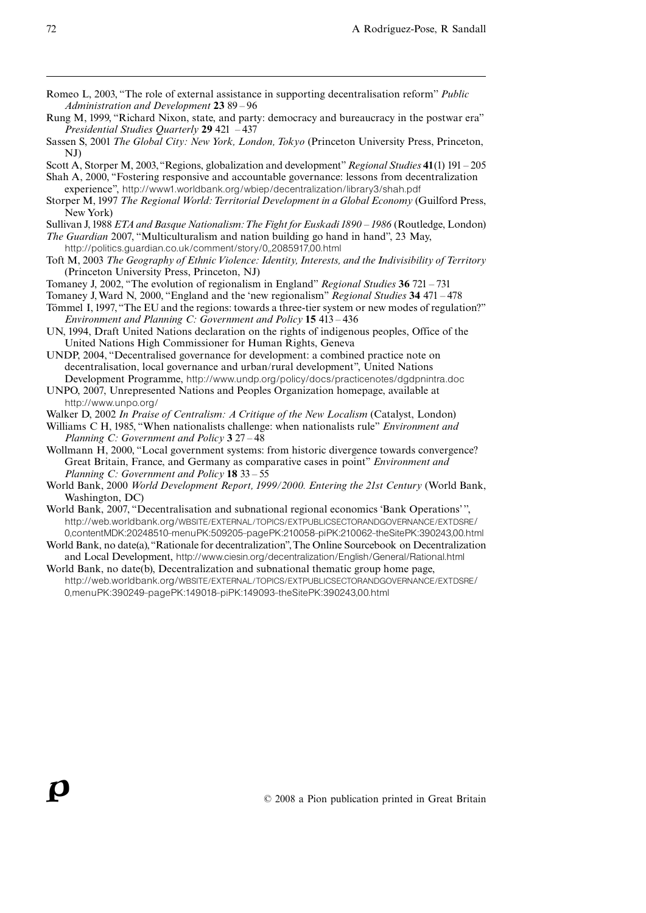Romeo L, 2003, "The role of external assistance in supporting decentralisation reform" *Public Administration and Development* **23** 89 – 96

Rung M, 1999, "Richard Nixon, state, and party: democracy and bureaucracy in the postwar era" *Presidential Studies Quarterly* **29** 421 – 437

Sassen S, 2001 *The Global City: New York, London, Tokyo* (Princeton University Press, Princeton, NJ)

Scott A, Storper M, 2003, "Regions, globalization and development" *Regional Studies* **41**(1) 191 – 205

Shah A, 2000, "Fostering responsive and accountable governance: lessons from decentralization experience", http://www1.worldbank.org/wbiep/decentralization/library3/shah.pdf

Storper M, 1997 *The Regional World: Territorial Development in a Global Economy* (Guilford Press, New York)

Sullivan J, 1988 *ETA and Basque Nationalism: The Fight for Euskadi 1890 – 1986* (Routledge, London)

*The Guardian* 2007, "Multiculturalism and nation building go hand in hand", 23 May, http://politics.guardian.co.uk/comment/story/0,,2085917,00.html

Toft M, 2003 *The Geography of Ethnic Violence: Identity, Interests, and the Indivisibility of Territory* (Princeton University Press, Princeton, NJ)

Tomaney J, 2002, "The evolution of regionalism in England" *Regional Studies* **36** 721 – 731

Tomaney J, Ward N, 2000, "England and the 'new regionalism" *Regional Studies* **34** 471 – 478

Tömmel I, 1997, "The EU and the regions: towards a three-tier system or new modes of regulation?" *Environment and Planning C: Government and Policy* **15** 413 – 436

UN, 1994, Draft United Nations declaration on the rights of indigenous peoples, Office of the United Nations High Commissioner for Human Rights, Geneva

UNDP, 2004, "Decentralised governance for development: a combined practice note on decentralisation, local governance and urban/rural development", United Nations Development Programme, http://www.undp.org/policy/docs/practicenotes/dgdpnintra.doc

UNPO, 2007, Unrepresented Nations and Peoples Organization homepage, available at http://www.unpo.org/

Walker D, 2002 *In Praise of Centralism: A Critique of the New Localism* (Catalyst, London)

Williams C H, 1985, "When nationalists challenge: when nationalists rule" *Environment and Planning C: Government and Policy* **3** 27 – 48

Wollmann H, 2000, "Local government systems: from historic divergence towards convergence? Great Britain, France, and Germany as comparative cases in point" *Environment and Planning C: Government and Policy* **18** 33 – 55

World Bank, 2000 *World Development Report, 1999/2000. Entering the 21st Century* (World Bank, Washington, DC)

World Bank, 2007, "Decentralisation and subnational regional economics 'Bank Operations' ", http://web.worldbank.org/WBSITE/EXTERNAL/TOPICS/EXTPUBLICSECTORANDGOVERNANCE/EXTDSRE/0,contentMDK:20248510~menuPK:509205~pagePK:210058~piPK:210062~theSitePK:390243,00.html

World Bank, no date(a), "Rationale for decentralization", The Online Sourcebook on Decentralization and Local Development, http://www.ciesin.org/decentralization/English/General/Rational.html

World Bank, no date(b), Decentralization and subnational thematic group home page, http://web.worldbank.org/WBSITE/EXTERNAL/TOPICS/EXTPUBLICSECTORANDGOVERNANCE/EXTDSRE/0,menuPK:390249~pagePK:149018~piPK:149093~theSitePK:390243,00.html

© 2008 a Pion publication printed in Great Britain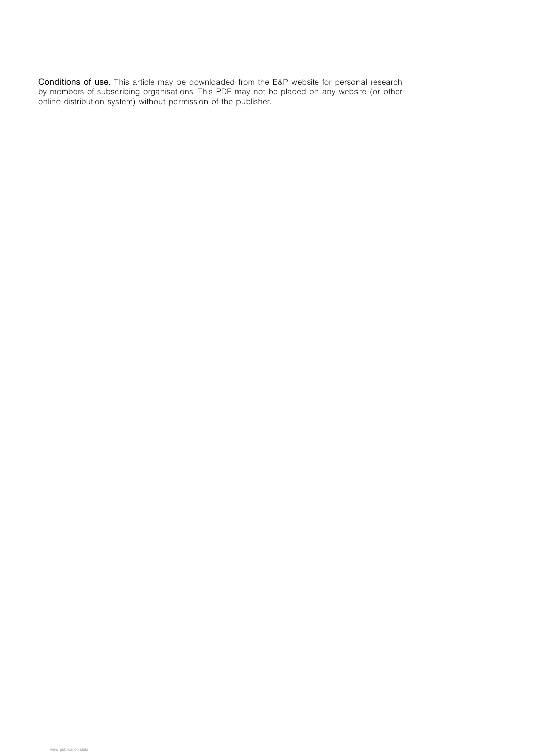**Conditions of use.** This article may be downloaded from the E&P website for personal research by members of subscribing organisations. This PDF may not be placed on any website (or other online distribution system) without permission of the publisher.

View publication stats